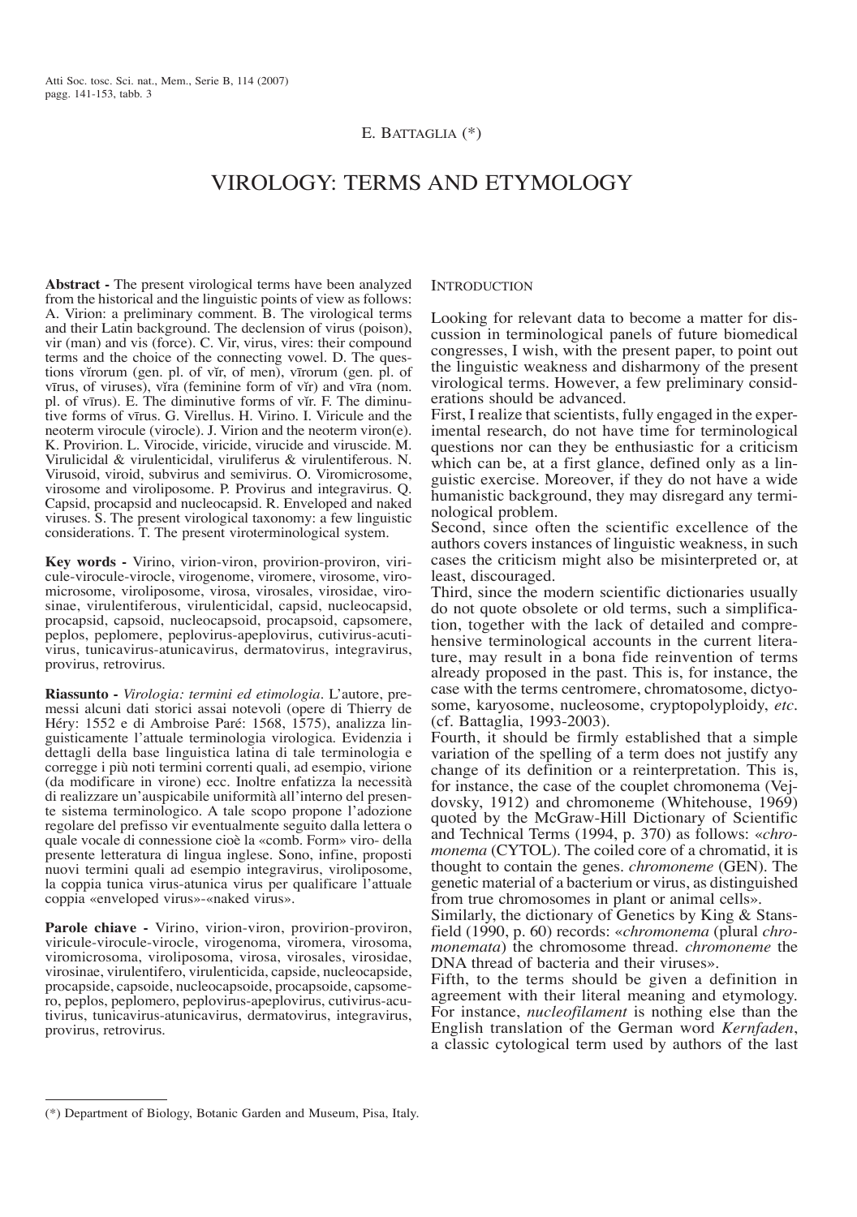E. BATTAGLIA (*)

# VIROLOGY: TERMS AND ETYMOLOGY

**Abstract -** The present virological terms have been analyzed from the historical and the linguistic points of view as follows: A. Virion: a preliminary comment. B. The virological terms and their Latin background. The declension of virus (poison), vir (man) and vis (force). C. Vir, virus, vires: their compound terms and the choice of the connecting vowel. D. The questions vĭrorum (gen. pl. of vĭr, of men), vīrorum (gen. pl. of vīrus, of viruses), vĭra (feminine form of vĭr) and vīra (nom. pl. of vīrus). E. The diminutive forms of vĭr. F. The diminutive forms of vīrus. G. Virellus. H. Virino. I. Viricule and the neoterm virocule (virocle). J. Virion and the neoterm viron(e). K. Provirion. L. Virocide, viricide, virucide and viruscide. M. Virulicidal & virulenticidal, viruliferus & virulentiferous. N. Virusoid, viroid, subvirus and semivirus. O. Viromicrosome, virosome and viroliposome. P. Provirus and integravirus. Q. Capsid, procapsid and nucleocapsid. R. Enveloped and naked viruses. S. The present virological taxonomy: a few linguistic considerations. T. The present viroterminological system.

**Key words -** Virino, virion-viron, provirion-proviron, viricule-virocule-virocle, virogenome, viromere, virosome, viromicrosome, viroliposome, virosa, virosales, virosidae, virosinae, virulentiferous, virulenticidal, capsid, nucleocapsid, procapsid, capsoid, nucleocapsoid, procapsoid, capsomere, peplos, peplomere, peplovirus-apeplovirus, cutivirus-acutivirus, tunicavirus-atunicavirus, dermatovirus, integravirus, provirus, retrovirus.

**Riassunto -** *Virologia: termini ed etimologia*. L'autore, premessi alcuni dati storici assai notevoli (opere di Thierry de Héry: 1552 e di Ambroise Paré: 1568, 1575), analizza linguisticamente l'attuale terminologia virologica. Evidenzia i dettagli della base linguistica latina di tale terminologia e corregge i più noti termini correnti quali, ad esempio, virione (da modificare in virone) ecc. Inoltre enfatizza la necessità di realizzare un'auspicabile uniformità all'interno del presente sistema terminologico. A tale scopo propone l'adozione regolare del prefisso vir eventualmente seguito dalla lettera o quale vocale di connessione cioè la «comb. Form» viro- della presente letteratura di lingua inglese. Sono, infine, proposti nuovi termini quali ad esempio integravirus, viroliposome, la coppia tunica virus-atunica virus per qualificare l'attuale coppia «enveloped virus»-«naked virus».

**Parole chiave -** Virino, virion-viron, provirion-proviron, viricule-virocule-virocle, virogenoma, viromera, virosoma, viromicrosoma, viroliposoma, virosa, virosales, virosidae, virosinae, virulentifero, virulenticida, capside, nucleocapside, procapside, capsoide, nucleocapsoide, procapsoide, capsomero, peplos, peplomero, peplovirus-apeplovirus, cutivirus-acutivirus, tunicavirus-atunicavirus, dermatovirus, integravirus, provirus, retrovirus.

## INTRODUCTION

Looking for relevant data to become a matter for discussion in terminological panels of future biomedical congresses, I wish, with the present paper, to point out the linguistic weakness and disharmony of the present virological terms. However, a few preliminary considerations should be advanced.

First, I realize that scientists, fully engaged in the experimental research, do not have time for terminological questions nor can they be enthusiastic for a criticism which can be, at a first glance, defined only as a linguistic exercise. Moreover, if they do not have a wide humanistic background, they may disregard any terminological problem.

Second, since often the scientific excellence of the authors covers instances of linguistic weakness, in such cases the criticism might also be misinterpreted or, at least, discouraged.

Third, since the modern scientific dictionaries usually do not quote obsolete or old terms, such a simplification, together with the lack of detailed and comprehensive terminological accounts in the current literature, may result in a bona fide reinvention of terms already proposed in the past. This is, for instance, the case with the terms centromere, chromatosome, dictyosome, karyosome, nucleosome, cryptopolyploidy, *etc.* (cf. Battaglia, 1993-2003).

Fourth, it should be firmly established that a simple variation of the spelling of a term does not justify any change of its definition or a reinterpretation. This is, for instance, the case of the couplet chromonema (Vejdovsky, 1912) and chromoneme (Whitehouse, 1969) quoted by the McGraw-Hill Dictionary of Scientific and Technical Terms (1994, p. 370) as follows: «*chromonema* (CYTOL). The coiled core of a chromatid, it is thought to contain the genes. *chromoneme* (GEN). The genetic material of a bacterium or virus, as distinguished from true chromosomes in plant or animal cells».

Similarly, the dictionary of Genetics by King & Stansfield (1990, p. 60) records: «*chromonema* (plural *chromonemata*) the chromosome thread. *chromoneme* the DNA thread of bacteria and their viruses».

Fifth, to the terms should be given a definition in agreement with their literal meaning and etymology. For instance, *nucleofilament* is nothing else than the English translation of the German word *Kernfaden*, a classic cytological term used by authors of the last

(*) Department of Biology, Botanic Garden and Museum, Pisa, Italy.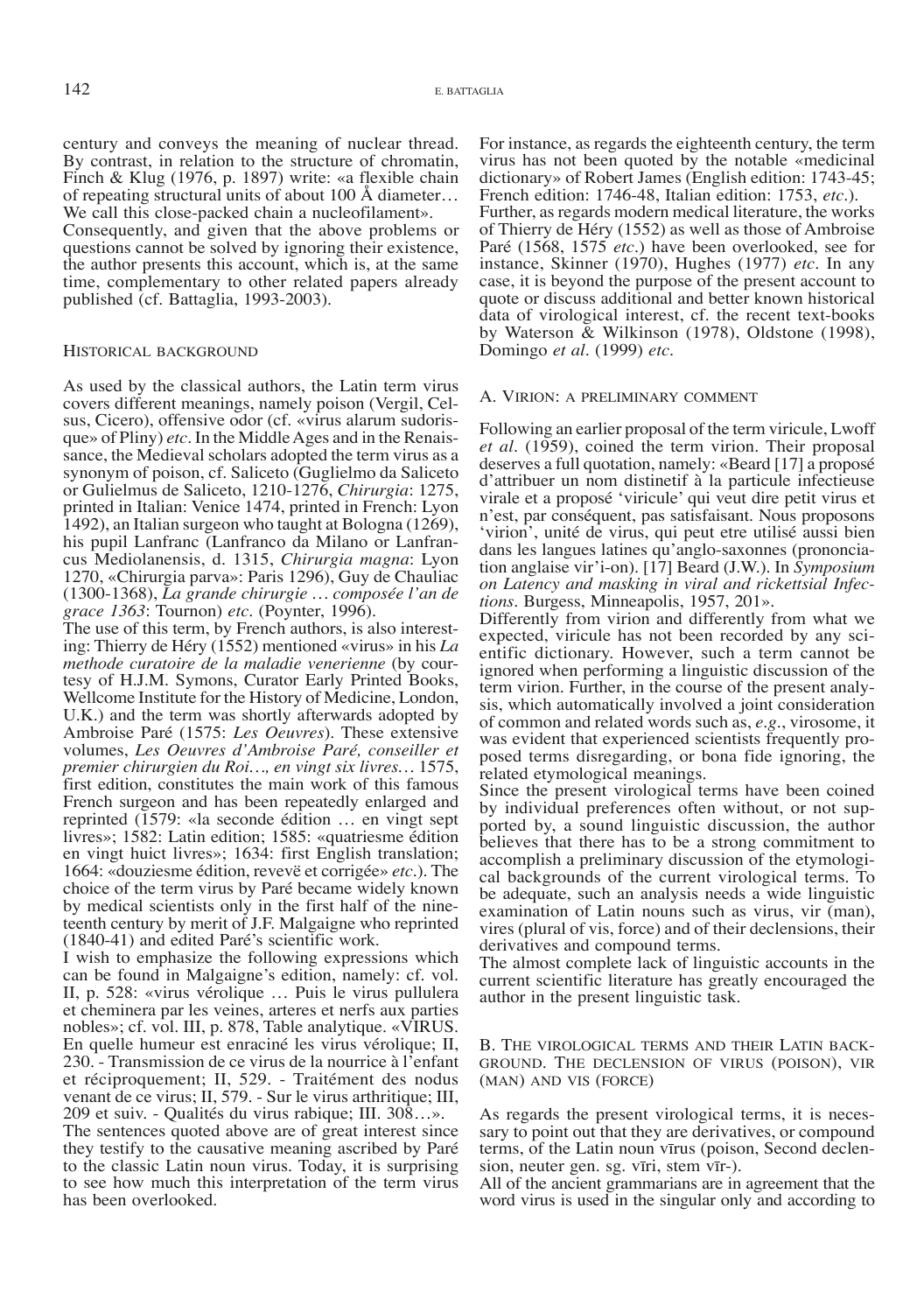century and conveys the meaning of nuclear thread. By contrast, in relation to the structure of chromatin, Finch & Klug (1976, p. 1897) write: «a flexible chain of repeating structural units of about 100 Å diameter… We call this close-packed chain a nucleofilament».

Consequently, and given that the above problems or questions cannot be solved by ignoring their existence, the author presents this account, which is, at the same time, complementary to other related papers already published (cf. Battaglia, 1993-2003).

## Historical background

As used by the classical authors, the Latin term virus covers different meanings, namely poison (Vergil, Celsus, Cicero), offensive odor (cf. «virus alarum sudorisque» of Pliny) *etc*. In the Middle Ages and in the Renaissance, the Medieval scholars adopted the term virus as a synonym of poison, cf. Saliceto (Guglielmo da Saliceto or Gulielmus de Saliceto, 1210-1276, *Chirurgia*: 1275, printed in Italian: Venice 1474, printed in French: Lyon 1492), an Italian surgeon who taught at Bologna (1269), his pupil Lanfranc (Lanfranco da Milano or Lanfrancus Mediolanensis, d. 1315, *Chirurgia magna*: Lyon 1270, «Chirurgia parva»: Paris 1296), Guy de Chauliac (1300-1368), *La grande chirurgie … composée l'an de grace 1363*: Tournon) *etc*. (Poynter, 1996).

The use of this term, by French authors, is also interesting: Thierry de Héry (1552) mentioned «virus» in his *La methode curatoire de la maladie venerienne* (by courtesy of H.J.M. Symons, Curator Early Printed Books, Wellcome Institute for the History of Medicine, London, U.K.) and the term was shortly afterwards adopted by Ambroise Paré (1575: *Les Oeuvres*). These extensive volumes, *Les Oeuvres d'Ambroise Paré, conseiller et premier chirurgien du Roi…, en vingt six livres…* 1575, first edition, constitutes the main work of this famous French surgeon and has been repeatedly enlarged and reprinted (1579: «la seconde édition … en vingt sept livres»; 1582: Latin edition; 1585: «quatriesme édition en vingt huict livres»; 1634: first English translation; 1664: «douziesme édition, revevë et corrigée» *etc*.). The choice of the term virus by Paré became widely known by medical scientists only in the first half of the nineteenth century by merit of J.F. Malgaigne who reprinted (1840-41) and edited Paré's scientific work.

I wish to emphasize the following expressions which can be found in Malgaigne's edition, namely: cf. vol. II, p. 528: «virus vérolique … Puis le virus pullulera et cheminera par les veines, arteres et nerfs aux parties nobles»; cf. vol. III, p. 878, Table analytique. «VIRUS. En quelle humeur est enraciné les virus vérolique; II, 230. - Transmission de ce virus de la nourrice à l'enfant et réciproquement; II, 529. - Traitément des nodus venant de ce virus; II, 579. - Sur le virus arthritique; III, 209 et suiv. - Qualités du virus rabique; III. 308…».

The sentences quoted above are of great interest since they testify to the causative meaning ascribed by Paré to the classic Latin noun virus. Today, it is surprising to see how much this interpretation of the term virus has been overlooked.

For instance, as regards the eighteenth century, the term virus has not been quoted by the notable «medicinal dictionary» of Robert James (English edition: 1743-45; French edition: 1746-48, Italian edition: 1753, *etc*.). Further, as regards modern medical literature, the works of Thierry de Héry (1552) as well as those of Ambroise Paré (1568, 1575 *etc*.) have been overlooked, see for instance, Skinner (1970), Hughes (1977) *etc*. In any case, it is beyond the purpose of the present account to quote or discuss additional and better known historical data of virological interest, cf. the recent text-books by Waterson & Wilkinson (1978), Oldstone (1998), Domingo *et al*. (1999) *etc*.

### A. Virion: a preliminary comment

Following an earlier proposal of the term viricule, Lwoff *et al*. (1959), coined the term virion. Their proposal deserves a full quotation, namely: «Beard [17] a proposé d'attribuer un nom distinctif à la particule infectieuse virale et a proposé 'viricule' qui veut dire petit virus et n'est, par conséquent, pas satisfaisant. Nous proposons 'virion', unité de virus, qui peut etre utilisé aussi bien dans les langues latines qu'anglo-saxonnes (prononciation anglaise vir'i-on). [17] Beard (J.W.). In *Symposium on Latency and masking in viral and rickettsial Infections*. Burgess, Minneapolis, 1957, 201».

Differently from virion and differently from what we expected, viricule has not been recorded by any scientific dictionary. However, such a term cannot be ignored when performing a linguistic discussion of the term virion. Further, in the course of the present analysis, which automatically involved a joint consideration of common and related words such as, *e.g*., virosome, it was evident that experienced scientists frequently proposed terms disregarding, or bona fide ignoring, the related etymological meanings.

Since the present virological terms have been coined by individual preferences often without, or not supported by, a sound linguistic discussion, the author believes that there has to be a strong commitment to accomplish a preliminary discussion of the etymological backgrounds of the current virological terms. To be adequate, such an analysis needs a wide linguistic examination of Latin nouns such as virus, vir (man), vires (plural of vis, force) and of their declensions, their derivatives and compound terms.

The almost complete lack of linguistic accounts in the current scientific literature has greatly encouraged the author in the present linguistic task.

### B. The virological terms and their Latin background. The declension of virus (poison), vir (man) and vis (force)

As regards the present virological terms, it is necessary to point out that they are derivatives, or compound terms, of the Latin noun vīrus (poison, Second declension, neuter gen. sg. vīri, stem vīr-).

All of the ancient grammarians are in agreement that the word virus is used in the singular only and according to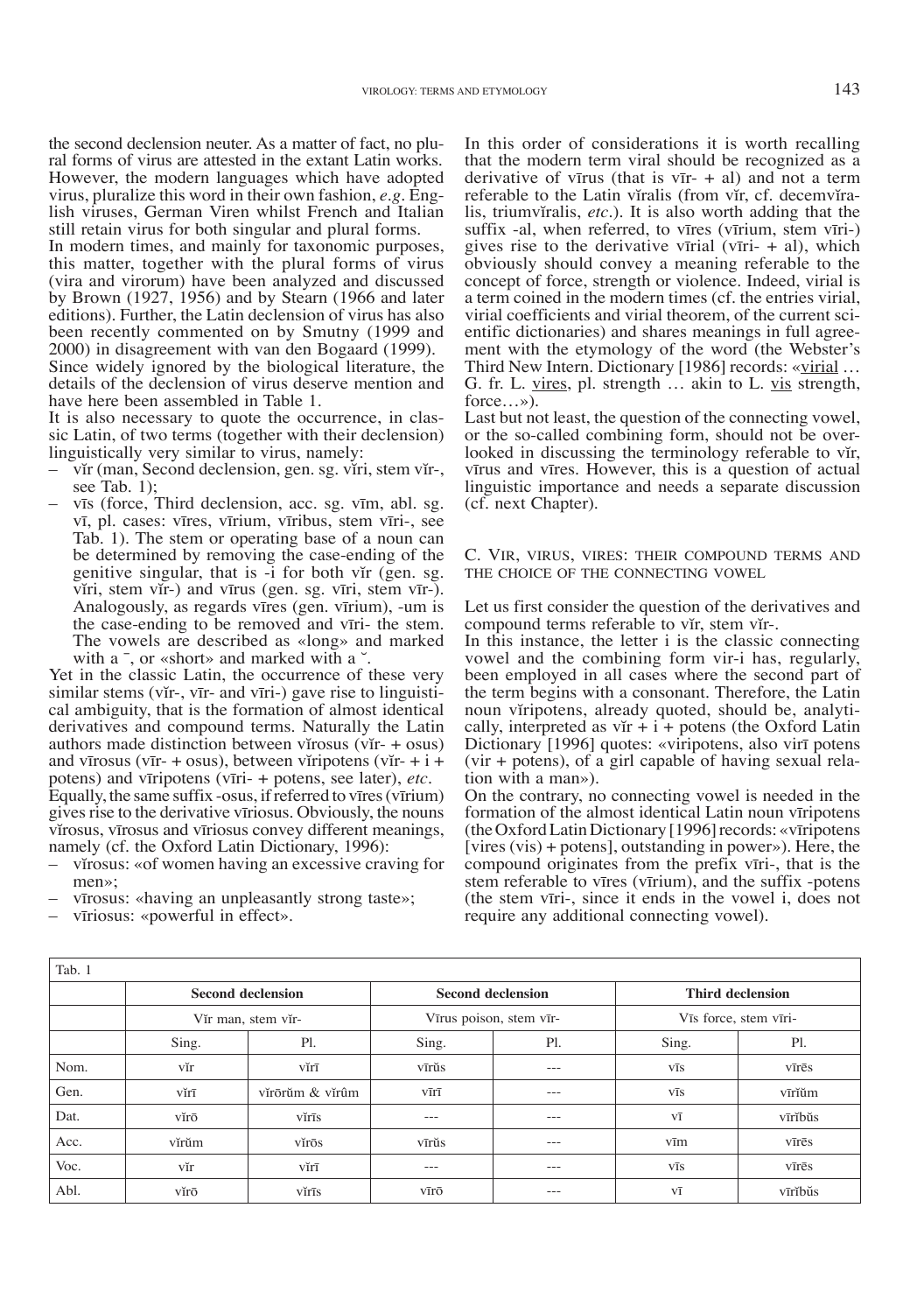the second declension neuter. As a matter of fact, no plural forms of virus are attested in the extant Latin works. However, the modern languages which have adopted virus, pluralize this word in their own fashion, *e.g*. English viruses, German Viren whilst French and Italian still retain virus for both singular and plural forms.

In modern times, and mainly for taxonomic purposes, this matter, together with the plural forms of virus (vira and virorum) have been analyzed and discussed by Brown (1927, 1956) and by Stearn (1966 and later editions). Further, the Latin declension of virus has also been recently commented on by Smutny (1999 and 2000) in disagreement with van den Bogaard (1999).

Since widely ignored by the biological literature, the details of the declension of virus deserve mention and have here been assembled in Table 1.

It is also necessary to quote the occurrence, in classic Latin, of two terms (together with their declension) linguistically very similar to virus, namely:

– vĭr (man, Second declension, gen. sg. vĭri, stem vĭr-, see Tab. 1);
– vīs (force, Third declension, acc. sg. vīm, abl. sg. vī, pl. cases: vīres, vīrium, vīribus, stem vīri-, see Tab. 1). The stem or operating base of a noun can be determined by removing the case-ending of the genitive singular, that is -i for both vĭr (gen. sg. vĭri, stem vĭr-) and vīrus (gen. sg. vīri, stem vīr-). Analogously, as regards vīres (gen. vīrium), -um is the case-ending to be removed and vīri- the stem. The vowels are described as «long» and marked with a ¯, or «short» and marked with a ˘.

Yet in the classic Latin, the occurrence of these very similar stems (vĭr-, vīr- and vīri-) gave rise to linguistical ambiguity, that is the formation of almost identical derivatives and compound terms. Naturally the Latin authors made distinction between vĭrosus (vĭr- + osus) and vīrosus (vīr- + osus), between vĭripotens (vĭr- + i + potens) and vīripotens (vīri- + potens, see later), *etc*.

Equally, the same suffix -osus, if referred to vīres (vīrium) gives rise to the derivative vīriosus. Obviously, the nouns vĭrosus, vīrosus and vīriosus convey different meanings, namely (cf. the Oxford Latin Dictionary, 1996):

– vĭrosus: «of women having an excessive craving for men»;
– vīrosus: «having an unpleasantly strong taste»;
– vīriosus: «powerful in effect».

In this order of considerations it is worth recalling that the modern term viral should be recognized as a derivative of vīrus (that is vīr- + al) and not a term referable to the Latin vĭralis (from vĭr, cf. decemvĭralis, triumvĭralis, *etc*.). It is also worth adding that the suffix -al, when referred, to vīres (vīrium, stem vīri-) gives rise to the derivative vīrial (vīri- + al), which obviously should convey a meaning referable to the concept of force, strength or violence. Indeed, virial is a term coined in the modern times (cf. the entries virial, virial coefficients and virial theorem, of the current scientific dictionaries) and shares meanings in full agreement with the etymology of the word (the Webster's Third New Intern. Dictionary [1986] records: «virial … G. fr. L. vires, pl. strength … akin to L. vis strength, force…»).

Last but not least, the question of the connecting vowel, or the so-called combining form, should not be overlooked in discussing the terminology referable to vĭr, vīrus and vīres. However, this is a question of actual linguistic importance and needs a separate discussion (cf. next Chapter).

## C. Vir, virus, vires: their compound terms and the choice of the connecting vowel

Let us first consider the question of the derivatives and compound terms referable to vĭr, stem vĭr-.

In this instance, the letter i is the classic connecting vowel and the combining form vir-i has, regularly, been employed in all cases where the second part of the term begins with a consonant. Therefore, the Latin noun vĭripotens, already quoted, should be, analytically, interpreted as vĭr + i + potens (the Oxford Latin Dictionary [1996] quotes: «viripotens, also virī potens (vir + potens), of a girl capable of having sexual relation with a man»).

On the contrary, no connecting vowel is needed in the formation of the almost identical Latin noun vīripotens (the Oxford Latin Dictionary [1996] records: «vīripotens [vires (vis) + potens], outstanding in power»). Here, the compound originates from the prefix vīri-, that is the stem referable to vīres (vīrium), and the suffix -potens (the stem vīri-, since it ends in the vowel i, does not require any additional connecting vowel).

Tab. 1

| | Second declension | | Second declension | | Third declension | |
|---|---|---|---|---|---|---|
| | Vĭr man, stem vĭr- | | Vīrus poison, stem vīr- | | Vīs force, stem vīri- | |
| | Sing. | Pl. | Sing. | Pl. | Sing. | Pl. |
| Nom. | vĭr | vĭrī | vīrŭs | --- | vīs | vīrēs |
| Gen. | vĭrī | vĭrōrŭm & vĭrûm | vīrī | --- | vīs | vīrĭŭm |
| Dat. | vĭrō | vĭrīs | --- | --- | vī | vīrĭbŭs |
| Acc. | vĭrŭm | vĭrōs | vīrŭs | --- | vīm | vīrēs |
| Voc. | vĭr | vĭrī | --- | --- | vīs | vīrēs |
| Abl. | vĭrō | vĭrīs | vīrō | --- | vī | vīrĭbŭs |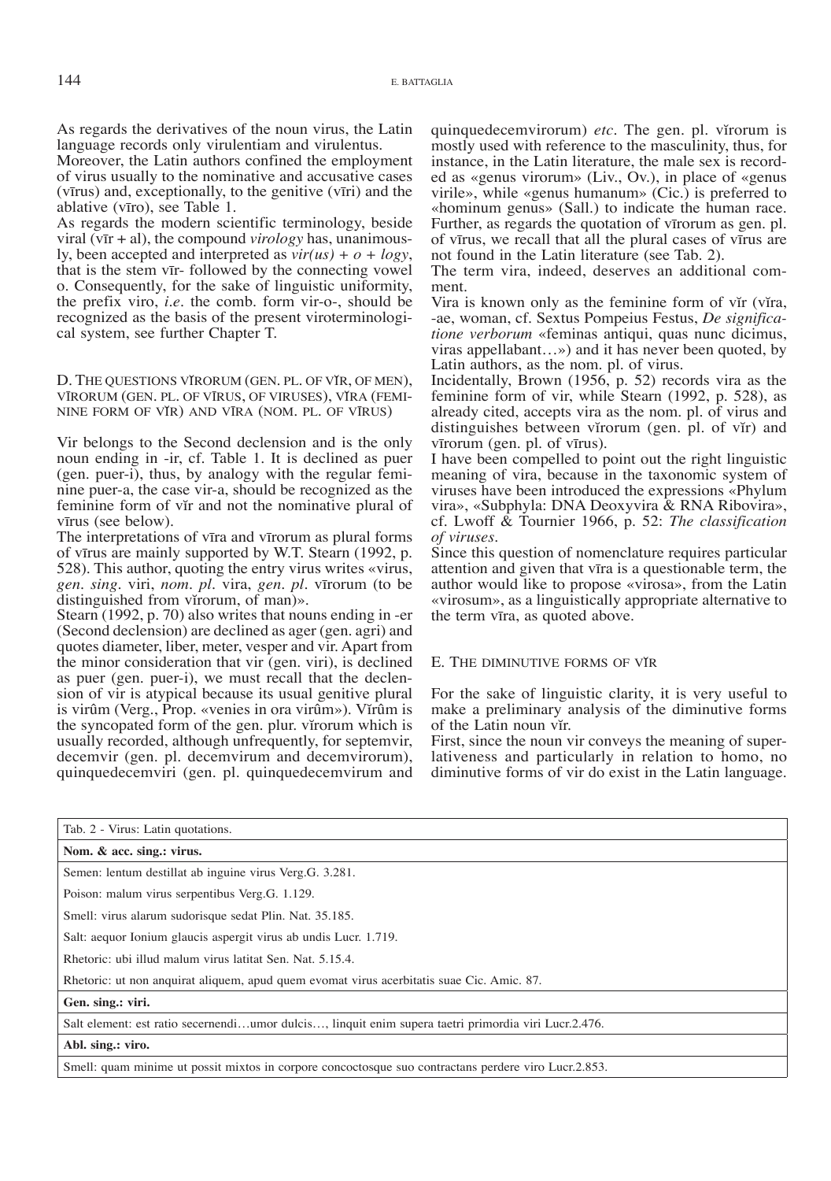As regards the derivatives of the noun virus, the Latin language records only virulentiam and virulentus.

Moreover, the Latin authors confined the employment of virus usually to the nominative and accusative cases (vīrus) and, exceptionally, to the genitive (vīri) and the ablative (vīro), see Table 1.

As regards the modern scientific terminology, beside viral (vīr + al), the compound *virology* has, unanimously, been accepted and interpreted as *vir(us) + o + logy*, that is the stem vīr- followed by the connecting vowel o. Consequently, for the sake of linguistic uniformity, the prefix viro, *i.e.* the comb. form vir-o-, should be recognized as the basis of the present viroterminological system, see further Chapter T.

## D. The questions vĭrorum (gen. pl. of vĭr, of men), vīrorum (gen. pl. of vīrus, of viruses), vĭra (feminine form of vĭr) and vīra (nom. pl. of vīrus)

Vir belongs to the Second declension and is the only noun ending in -ir, cf. Table 1. It is declined as puer (gen. puer-i), thus, by analogy with the regular feminine puer-a, the case vir-a, should be recognized as the feminine form of vĭr and not the nominative plural of vīrus (see below).

The interpretations of vīra and vīrorum as plural forms of vīrus are mainly supported by W.T. Stearn (1992, p. 528). This author, quoting the entry virus writes «virus, *gen. sing.* viri, *nom. pl.* vira, *gen. pl.* vīrorum (to be distinguished from vĭrorum, of man)».

Stearn (1992, p. 70) also writes that nouns ending in -er (Second declension) are declined as ager (gen. agri) and quotes diameter, liber, meter, vesper and vir. Apart from the minor consideration that vir (gen. viri), is declined as puer (gen. puer-i), we must recall that the declension of vir is atypical because its usual genitive plural is virûm (Verg., Prop. «venies in ora virûm»). Vĭrûm is the syncopated form of the gen. plur. vĭrorum which is usually recorded, although unfrequently, for septemvir, decemvir (gen. pl. decemvirum and decemvirorum), quinquedecemviri (gen. pl. quinquedecemvirum and quinquedecemvirorum) *etc*. The gen. pl. vĭrorum is mostly used with reference to the masculinity, thus, for instance, in the Latin literature, the male sex is recorded as «genus virorum» (Liv., Ov.), in place of «genus virile», while «genus humanum» (Cic.) is preferred to «hominum genus» (Sall.) to indicate the human race. Further, as regards the quotation of vīrorum as gen. pl. of vīrus, we recall that all the plural cases of vīrus are not found in the Latin literature (see Tab. 2).

The term vira, indeed, deserves an additional comment.

Vira is known only as the feminine form of vĭr (vĭra, -ae, woman, cf. Sextus Pompeius Festus, *De significatione verborum* «feminas antiqui, quas nunc dicimus, viras appellabant…») and it has never been quoted, by Latin authors, as the nom. pl. of virus.

Incidentally, Brown (1956, p. 52) records vira as the feminine form of vir, while Stearn (1992, p. 528), as already cited, accepts vira as the nom. pl. of virus and distinguishes between vĭrorum (gen. pl. of vĭr) and vīrorum (gen. pl. of vīrus).

I have been compelled to point out the right linguistic meaning of vira, because in the taxonomic system of viruses have been introduced the expressions «Phylum vira», «Subphyla: DNA Deoxyvira & RNA Ribovira», cf. Lwoff & Tournier 1966, p. 52: *The classification of viruses*.

Since this question of nomenclature requires particular attention and given that vīra is a questionable term, the author would like to propose «virosa», from the Latin «virosum», as a linguistically appropriate alternative to the term vīra, as quoted above.

## E. The diminutive forms of vĭr

For the sake of linguistic clarity, it is very useful to make a preliminary analysis of the diminutive forms of the Latin noun vĭr.

First, since the noun vir conveys the meaning of superlativeness and particularly in relation to homo, no diminutive forms of vir do exist in the Latin language.

| Tab. 2 - Virus: Latin quotations. |
|---|
| **Nom. & acc. sing.: virus.** |
| Semen: lentum destillat ab inguine virus Verg.G. 3.281. |
| Poison: malum virus serpentibus Verg.G. 1.129. |
| Smell: virus alarum sudorisque sedat Plin. Nat. 35.185. |
| Salt: aequor Ionium glaucis aspergit virus ab undis Lucr. 1.719. |
| Rhetoric: ubi illud malum virus latitat Sen. Nat. 5.15.4. |
| Rhetoric: ut non anquirat aliquem, apud quem evomat virus acerbitatis suae Cic. Amic. 87. |
| **Gen. sing.: viri.** |
| Salt element: est ratio secernendi…umor dulcis…, linquit enim supera taetri primordia viri Lucr.2.476. |
| **Abl. sing.: viro.** |
| Smell: quam minime ut possit mixtos in corpore concoctosque suo contractans perdere viro Lucr.2.853. |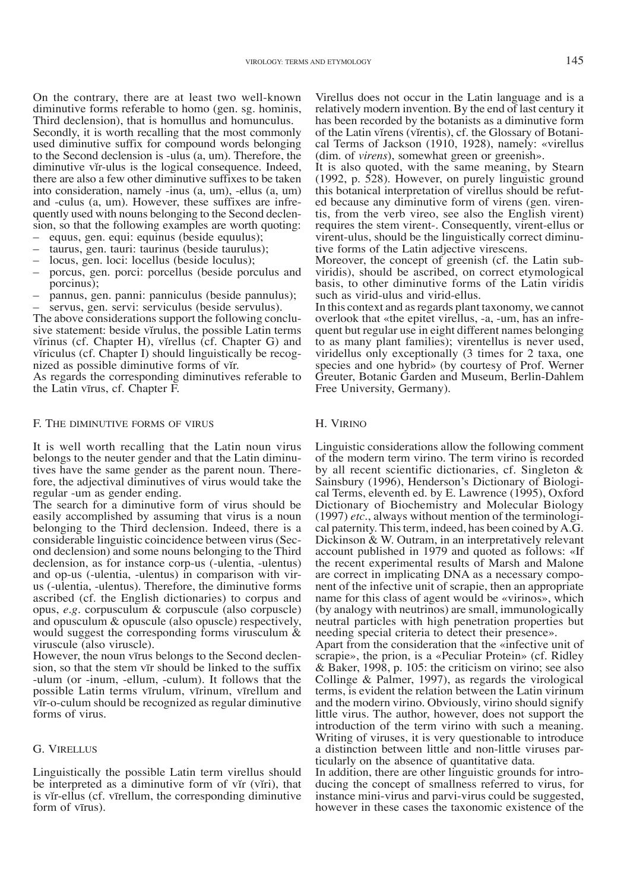On the contrary, there are at least two well-known diminutive forms referable to homo (gen. sg. hominis, Third declension), that is homullus and homunculus.

Secondly, it is worth recalling that the most commonly used diminutive suffix for compound words belonging to the Second declension is -ulus (a, um). Therefore, the diminutive vĭr-ulus is the logical consequence. Indeed, there are also a few other diminutive suffixes to be taken into consideration, namely -inus (a, um), -ellus (a, um) and -culus (a, um). However, these suffixes are infrequently used with nouns belonging to the Second declension, so that the following examples are worth quoting:

- equus, gen. equi: equinus (beside equulus);
- taurus, gen. tauri: taurinus (beside taurulus);
- locus, gen. loci: locellus (beside loculus);
- porcus, gen. porci: porcellus (beside porculus and porcinus);
- pannus, gen. panni: panniculus (beside pannulus);
- servus, gen. servi: serviculus (beside servulus).

The above considerations support the following conclusive statement: beside vĭrulus, the possible Latin terms vĭrinus (cf. Chapter H), vĭrellus (cf. Chapter G) and vĭriculus (cf. Chapter I) should linguistically be recognized as possible diminutive forms of vĭr.

As regards the corresponding diminutives referable to the Latin vīrus, cf. Chapter F.

## F. The diminutive forms of virus

It is well worth recalling that the Latin noun virus belongs to the neuter gender and that the Latin diminutives have the same gender as the parent noun. Therefore, the adjectival diminutives of virus would take the regular -um as gender ending.

The search for a diminutive form of virus should be easily accomplished by assuming that virus is a noun belonging to the Third declension. Indeed, there is a considerable linguistic coincidence between virus (Second declension) and some nouns belonging to the Third declension, as for instance corp-us (-ulentia, -ulentus) and op-us (-ulentia, -ulentus) in comparison with vir-us (-ulentia, -ulentus). Therefore, the diminutive forms ascribed (cf. the English dictionaries) to corpus and opus, *e.g*. corpusculum & corpuscule (also corpuscle) and opusculum & opuscule (also opuscle) respectively, would suggest the corresponding forms virusculum & viruscule (also viruscle).

However, the noun vīrus belongs to the Second declension, so that the stem vīr should be linked to the suffix -ulum (or -inum, -ellum, -culum). It follows that the possible Latin terms vīrulum, vīrinum, vīrellum and vīr-o-culum should be recognized as regular diminutive forms of virus.

## G. Virellus

Linguistically the possible Latin term virellus should be interpreted as a diminutive form of vĭr (vĭri), that is vĭr-ellus (cf. vīrellum, the corresponding diminutive form of vīrus).

Virellus does not occur in the Latin language and is a relatively modern invention. By the end of last century it has been recorded by the botanists as a diminutive form of the Latin vĭrens (vĭrentis), cf. the Glossary of Botanical Terms of Jackson (1910, 1928), namely: «virellus (dim. of *virens*), somewhat green or greenish».

It is also quoted, with the same meaning, by Stearn (1992, p. 528). However, on purely linguistic ground this botanical interpretation of virellus should be refuted because any diminutive form of virens (gen. virentis, from the verb vireo, see also the English virent) requires the stem virent-. Consequently, virent-ellus or virent-ulus, should be the linguistically correct diminutive forms of the Latin adjective virescens.

Moreover, the concept of greenish (cf. the Latin subviridis), should be ascribed, on correct etymological basis, to other diminutive forms of the Latin viridis such as virid-ulus and virid-ellus.

In this context and as regards plant taxonomy, we cannot overlook that «the epitet virellus, -a, -um, has an infrequent but regular use in eight different names belonging to as many plant families); virentellus is never used, viridellus only exceptionally (3 times for 2 taxa, one species and one hybrid» (by courtesy of Prof. Werner Greuter, Botanic Garden and Museum, Berlin-Dahlem Free University, Germany).

## H. Virino

Linguistic considerations allow the following comment of the modern term virino. The term virino is recorded by all recent scientific dictionaries, cf. Singleton & Sainsbury (1996), Henderson's Dictionary of Biological Terms, eleventh ed. by E. Lawrence (1995), Oxford Dictionary of Biochemistry and Molecular Biology (1997) *etc*., always without mention of the terminological paternity. This term, indeed, has been coined by A.G. Dickinson & W. Outram, in an interpretatively relevant account published in 1979 and quoted as follows: «If the recent experimental results of Marsh and Malone are correct in implicating DNA as a necessary component of the infective unit of scrapie, then an appropriate name for this class of agent would be «virinos», which (by analogy with neutrinos) are small, immunologically neutral particles with high penetration properties but needing special criteria to detect their presence».

Apart from the consideration that the «infective unit of scrapie», the prion, is a «Peculiar Protein» (cf. Ridley & Baker, 1998, p. 105: the criticism on virino; see also Collinge & Palmer, 1997), as regards the virological terms, is evident the relation between the Latin virinum and the modern virino. Obviously, virino should signify little virus. The author, however, does not support the introduction of the term virino with such a meaning. Writing of viruses, it is very questionable to introduce a distinction between little and non-little viruses particularly on the absence of quantitative data.

In addition, there are other linguistic grounds for introducing the concept of smallness referred to virus, for instance mini-virus and parvi-virus could be suggested, however in these cases the taxonomic existence of the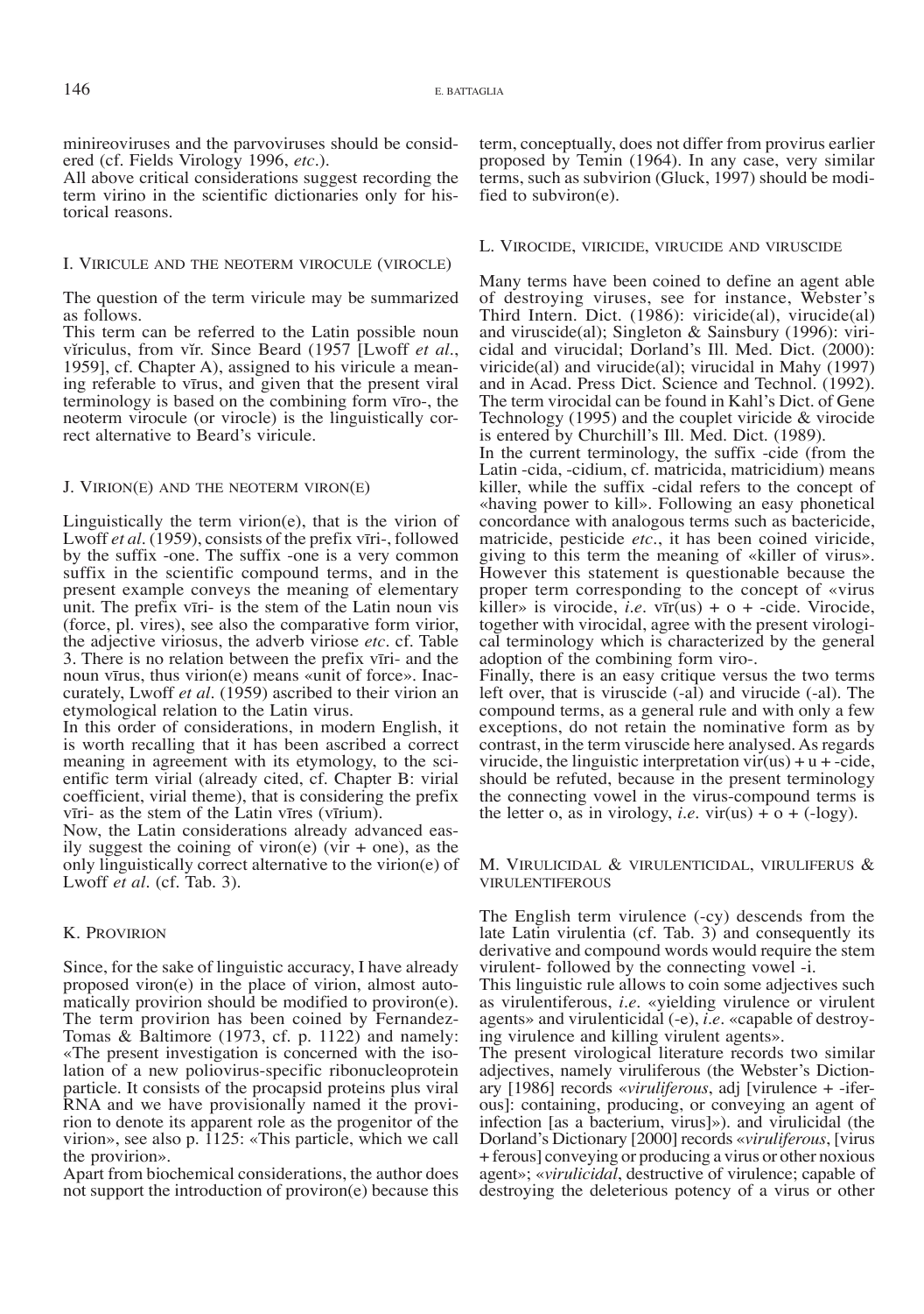minireoviruses and the parvoviruses should be considered (cf. Fields Virology 1996, *etc*.).

All above critical considerations suggest recording the term virino in the scientific dictionaries only for historical reasons.

## I. Viricule and the neoterm virocule (virocle)

The question of the term viricule may be summarized as follows.

This term can be referred to the Latin possible noun vĭrĭculus, from vĭr. Since Beard (1957 [Lwoff *et al*., 1959], cf. Chapter A), assigned to his viricule a meaning referable to vīrus, and given that the present viral terminology is based on the combining form vīro-, the neoterm virocule (or virocle) is the linguistically correct alternative to Beard's viricule.

## J. Virion(e) and the neoterm viron(e)

Linguistically the term virion(e), that is the virion of Lwoff *et al*. (1959), consists of the prefix vīri-, followed by the suffix -one. The suffix -one is a very common suffix in the scientific compound terms, and in the present example conveys the meaning of elementary unit. The prefix vīri- is the stem of the Latin noun vis (force, pl. vires), see also the comparative form virior, the adjective viriosus, the adverb viriose *etc*. cf. Table 3. There is no relation between the prefix vīri- and the noun vīrus, thus virion(e) means «unit of force». Inaccurately, Lwoff *et al*. (1959) ascribed to their virion an etymological relation to the Latin virus.

In this order of considerations, in modern English, it is worth recalling that it has been ascribed a correct meaning in agreement with its etymology, to the scientific term virial (already cited, cf. Chapter B: virial coefficient, virial theme), that is considering the prefix vīri- as the stem of the Latin vīres (vīrium).

Now, the Latin considerations already advanced easily suggest the coining of viron(e) (vir + one), as the only linguistically correct alternative to the virion(e) of Lwoff *et al*. (cf. Tab. 3).

## K. Provirion

Since, for the sake of linguistic accuracy, I have already proposed viron(e) in the place of virion, almost automatically provirion should be modified to proviron(e). The term provirion has been coined by Fernandez-Tomas & Baltimore (1973, cf. p. 1122) and namely: «The present investigation is concerned with the isolation of a new poliovirus-specific ribonucleoprotein particle. It consists of the procapsid proteins plus viral RNA and we have provisionally named it the provirion to denote its apparent role as the progenitor of the virion», see also p. 1125: «This particle, which we call the provirion».

Apart from biochemical considerations, the author does not support the introduction of proviron(e) because this term, conceptually, does not differ from provirus earlier proposed by Temin (1964). In any case, very similar terms, such as subvirion (Gluck, 1997) should be modified to subviron(e).

## L. Virocide, viricide, virucide and viruscide

Many terms have been coined to define an agent able of destroying viruses, see for instance, Webster's Third Intern. Dict. (1986): viricide(al), virucide(al) and viruscide(al); Singleton & Sainsbury (1996): viricidal and virucidal; Dorland's Ill. Med. Dict. (2000): viricide(al) and virucide(al); virucidal in Mahy (1997) and in Acad. Press Dict. Science and Technol. (1992). The term virocidal can be found in Kahl's Dict. of Gene Technology (1995) and the couplet viricide & virocide is entered by Churchill's Ill. Med. Dict. (1989).

In the current terminology, the suffix -cide (from the Latin -cida, -cidium, cf. matricida, matricidium) means killer, while the suffix -cidal refers to the concept of «having power to kill». Following an easy phonetical concordance with analogous terms such as bactericide, matricide, pesticide *etc*., it has been coined viricide, giving to this term the meaning of «killer of virus». However this statement is questionable because the proper term corresponding to the concept of «virus killer» is virocide, *i.e*. vīr(us) + o + -cide. Virocide, together with virocidal, agree with the present virological terminology which is characterized by the general adoption of the combining form viro-.

Finally, there is an easy critique versus the two terms left over, that is viruscide (-al) and virucide (-al). The compound terms, as a general rule and with only a few exceptions, do not retain the nominative form as by contrast, in the term viruscide here analysed. As regards virucide, the linguistic interpretation vir(us) + u + -cide, should be refuted, because in the present terminology the connecting vowel in the virus-compound terms is the letter o, as in virology, *i.e*. vir(us) + o + (-logy).

## M. Virulicidal & virulenticidal, viruliferus & virulentiferous

The English term virulence (-cy) descends from the late Latin virulentia (cf. Tab. 3) and consequently its derivative and compound words would require the stem virulent- followed by the connecting vowel -i.

This linguistic rule allows to coin some adjectives such as virulentiferous, *i.e*. «yielding virulence or virulent agents» and virulenticidal (-e), *i.e*. «capable of destroying virulence and killing virulent agents».

The present virological literature records two similar adjectives, namely viruliferous (the Webster's Dictionary [1986] records «*viruliferous*, adj [virulence + -iferous]: containing, producing, or conveying an agent of infection [as a bacterium, virus]»). and virulicidal (the Dorland's Dictionary [2000] records «*viruliferous*, [virus + ferous] conveying or producing a virus or other noxious agent»; «*virulicidal*, destructive of virulence; capable of destroying the deleterious potency of a virus or other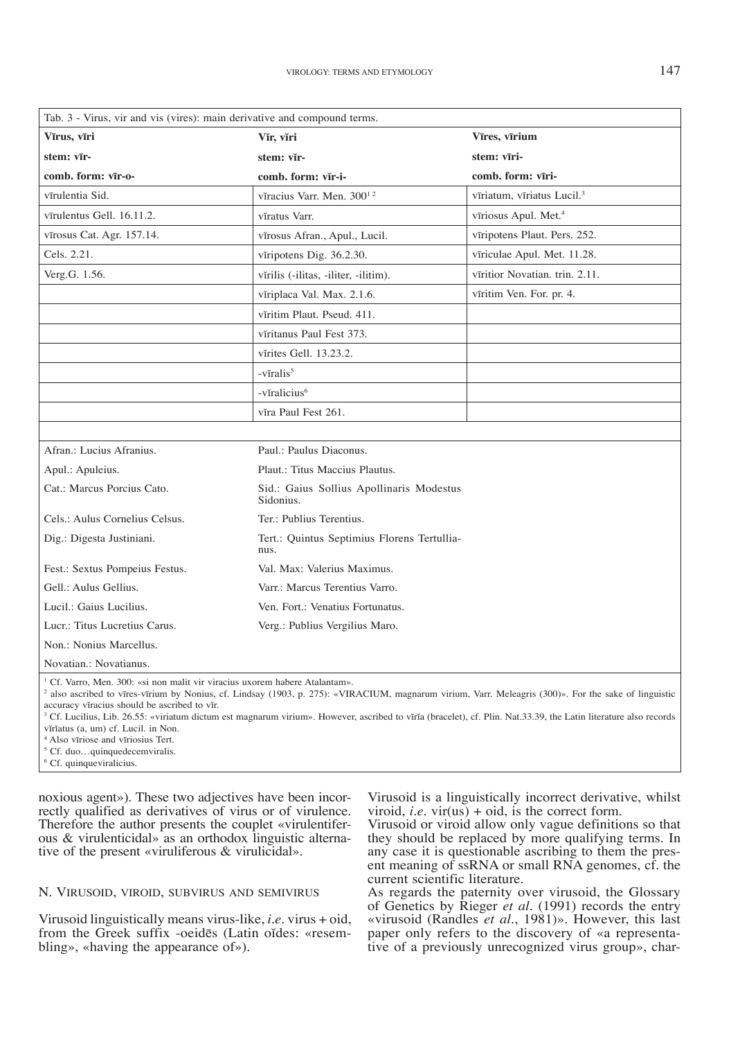| Tab. 3 - Virus, vir and vis (vires): main derivative and compound terms. | | |
|---|---|---|
| **Vīrus, vīri** | **Vĭr, vĭri** | **Vīres, vīrium** |
| **stem: vīr-** | **stem: vĭr-** | **stem: vīri-** |
| **comb. form: vīr-o-** | **comb. form: vĭr-i-** | **comb. form: vīri-** |
| vīrulentia Sid. | vĭracius Varr. Men. 300[1 2] | vīriatum, vīriatus Lucil.[3] |
| vīrulentus Gell. 16.11.2. | vĭratus Varr. | vīriosus Apul. Met.[4] |
| vīrosus Cat. Agr. 157.14. | vĭrosus Afran., Apul., Lucil. | vīripotens Plaut. Pers. 252. |
| Cels. 2.21. | vĭripotens Dig. 36.2.30. | vīriculae Apul. Met. 11.28. |
| Verg.G. 1.56. | vĭrilis (-ilitas, -iliter, -ilitim). | vīritior Novatian. trin. 2.11. |
| | vĭriplaca Val. Max. 2.1.6. | vīritim Ven. For. pr. 4. |
| | vĭritim Plaut. Pseud. 411. | |
| | vĭritanus Paul Fest 373. | |
| | vĭrites Gell. 13.23.2. | |
| | -vĭralis[5] | |
| | -vĭralicius[6] | |
| | vĭra Paul Fest 261. | |

Afran.: Lucius Afranius.
Apul.: Apuleius.
Cat.: Marcus Porcius Cato.
Cels.: Aulus Cornelius Celsus.
Dig.: Digesta Justiniani.
Fest.: Sextus Pompeius Festus.
Gell.: Aulus Gellius.
Lucil.: Gaius Lucilius.
Lucr.: Titus Lucretius Carus.
Non.: Nonius Marcellus.
Novatian.: Novatianus.
Paul.: Paulus Diaconus.
Plaut.: Titus Maccius Plautus.
Sid.: Gaius Sollius Apollinaris Modestus Sidonius.
Ter.: Publius Terentius.
Tert.: Quintus Septimius Florens Tertullianus.
Val. Max: Valerius Maximus.
Varr.: Marcus Terentius Varro.
Ven. Fort.: Venatius Fortunatus.
Verg.: Publius Vergilius Maro.

[1] Cf. Varro, Men. 300: «si non malit vir viracius uxorem habere Atalantam».
[2] also ascribed to vīres-vīrium by Nonius, cf. Lindsay (1903, p. 275): «VIRACIUM, magnarum virium, Varr. Meleagris (300)». For the sake of linguistic accuracy vĭracius should be ascribed to vĭr.
[3] Cf. Lucilius, Lib. 26.55: «viriatum dictum est magnarum virium». However, ascribed to vĭrĭa (bracelet), cf. Plin. Nat.33.39, the Latin literature also records vĭrĭatus (a, um) cf. Lucil. in Non.
[4] Also vīriose and vīriosius Tert.
[5] Cf. duo…quinquedecemviralis.
[6] Cf. quinqueviralicius.

noxious agent»). These two adjectives have been incorrectly qualified as derivatives of virus or of virulence. Therefore the author presents the couplet «virulentiferous & virulenticidal» as an orthodox linguistic alternative of the present «viruliferous & virulicidal».

## N. Virusoid, viroid, subvirus and semivirus

Virusoid linguistically means virus-like, *i.e.* virus + oid, from the Greek suffix -oeidēs (Latin oĭdes: «resembling», «having the appearance of»).

Virusoid is a linguistically incorrect derivative, whilst viroid, *i.e.* vir(us) + oid, is the correct form.

Virusoid or viroid allow only vague definitions so that they should be replaced by more qualifying terms. In any case it is questionable ascribing to them the present meaning of ssRNA or small RNA genomes, cf. the current scientific literature.

As regards the paternity over virusoid, the Glossary of Genetics by Rieger *et al.* (1991) records the entry «virusoid (Randles *et al.*, 1981)». However, this last paper only refers to the discovery of «a representative of a previously unrecognized virus group», char-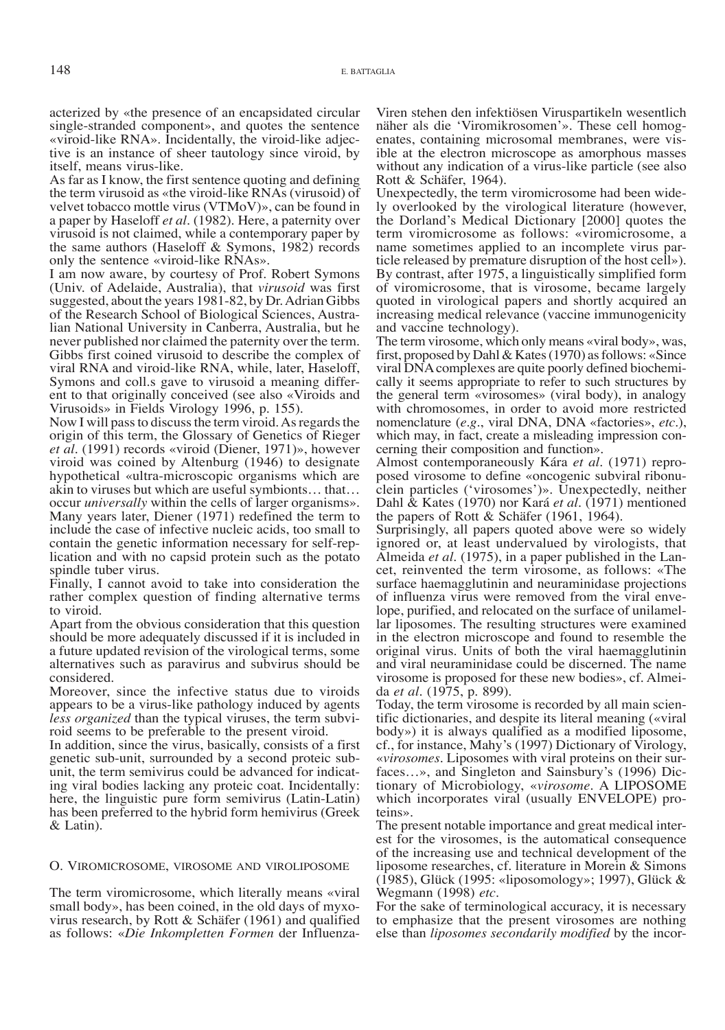acterized by «the presence of an encapsidated circular single-stranded component», and quotes the sentence «viroid-like RNA». Incidentally, the viroid-like adjective is an instance of sheer tautology since viroid, by itself, means virus-like.

As far as I know, the first sentence quoting and defining the term virusoid as «the viroid-like RNAs (virusoid) of velvet tobacco mottle virus (VTMoV)», can be found in a paper by Haseloff *et al*. (1982). Here, a paternity over virusoid is not claimed, while a contemporary paper by the same authors (Haseloff & Symons, 1982) records only the sentence «viroid-like RNAs».

I am now aware, by courtesy of Prof. Robert Symons (Univ. of Adelaide, Australia), that *virusoid* was first suggested, about the years 1981-82, by Dr. Adrian Gibbs of the Research School of Biological Sciences, Australian National University in Canberra, Australia, but he never published nor claimed the paternity over the term. Gibbs first coined virusoid to describe the complex of viral RNA and viroid-like RNA, while, later, Haseloff, Symons and coll.s gave to virusoid a meaning different to that originally conceived (see also «Viroids and Virusoids» in Fields Virology 1996, p. 155).

Now I will pass to discuss the term viroid. As regards the origin of this term, the Glossary of Genetics of Rieger *et al*. (1991) records «viroid (Diener, 1971)», however viroid was coined by Altenburg (1946) to designate hypothetical «ultra-microscopic organisms which are akin to viruses but which are useful symbionts… that… occur *universally* within the cells of larger organisms». Many years later, Diener (1971) redefined the term to include the case of infective nucleic acids, too small to contain the genetic information necessary for self-replication and with no capsid protein such as the potato spindle tuber virus.

Finally, I cannot avoid to take into consideration the rather complex question of finding alternative terms to viroid.

Apart from the obvious consideration that this question should be more adequately discussed if it is included in a future updated revision of the virological terms, some alternatives such as paravirus and subvirus should be considered.

Moreover, since the infective status due to viroids appears to be a virus-like pathology induced by agents *less organized* than the typical viruses, the term subviroid seems to be preferable to the present viroid.

In addition, since the virus, basically, consists of a first genetic sub-unit, surrounded by a second proteic subunit, the term semivirus could be advanced for indicating viral bodies lacking any proteic coat. Incidentally: here, the linguistic pure form semivirus (Latin-Latin) has been preferred to the hybrid form hemivirus (Greek & Latin).

## O. Viromicrosome, virosome and viroliposome

The term viromicrosome, which literally means «viral small body», has been coined, in the old days of myxovirus research, by Rott & Schäfer (1961) and qualified as follows: «*Die Inkompletten Formen* der Influenza-Viren stehen den infektiösen Viruspartikeln wesentlich näher als die 'Viromikrosomen'». These cell homogenates, containing microsomal membranes, were visible at the electron microscope as amorphous masses without any indication of a virus-like particle (see also Rott & Schäfer, 1964).

Unexpectedly, the term viromicrosome had been widely overlooked by the virological literature (however, the Dorland's Medical Dictionary [2000] quotes the term viromicrosome as follows: «viromicrosome, a name sometimes applied to an incomplete virus particle released by premature disruption of the host cell»). By contrast, after 1975, a linguistically simplified form of viromicrosome, that is virosome, became largely quoted in virological papers and shortly acquired an increasing medical relevance (vaccine immunogenicity and vaccine technology).

The term virosome, which only means «viral body», was, first, proposed by Dahl & Kates (1970) as follows: «Since viral DNA complexes are quite poorly defined biochemically it seems appropriate to refer to such structures by the general term «virosomes» (viral body), in analogy with chromosomes, in order to avoid more restricted nomenclature (*e.g*., viral DNA, DNA «factories», *etc*.), which may, in fact, create a misleading impression concerning their composition and function».

Almost contemporaneously Kára *et al*. (1971) reproposed virosome to define «oncogenic subviral ribonuclein particles ('virosomes')». Unexpectedly, neither Dahl & Kates (1970) nor Kará *et al*. (1971) mentioned the papers of Rott & Schäfer (1961, 1964).

Surprisingly, all papers quoted above were so widely ignored or, at least undervalued by virologists, that Almeida *et al*. (1975), in a paper published in the Lancet, reinvented the term virosome, as follows: «The surface haemagglutinin and neuraminidase projections of influenza virus were removed from the viral envelope, purified, and relocated on the surface of unilamellar liposomes. The resulting structures were examined in the electron microscope and found to resemble the original virus. Units of both the viral haemagglutinin and viral neuraminidase could be discerned. The name virosome is proposed for these new bodies», cf. Almeida *et al*. (1975, p. 899).

Today, the term virosome is recorded by all main scientific dictionaries, and despite its literal meaning («viral body») it is always qualified as a modified liposome, cf., for instance, Mahy's (1997) Dictionary of Virology, «*virosomes*. Liposomes with viral proteins on their surfaces…», and Singleton and Sainsbury's (1996) Dictionary of Microbiology, «*virosome*. A LIPOSOME which incorporates viral (usually ENVELOPE) proteins».

The present notable importance and great medical interest for the virosomes, is the automatical consequence of the increasing use and technical development of the liposome researches, cf. literature in Morein & Simons (1985), Glück (1995: «liposomology»; 1997), Glück & Wegmann (1998) *etc*.

For the sake of terminological accuracy, it is necessary to emphasize that the present virosomes are nothing else than *liposomes secondarily modified* by the incor-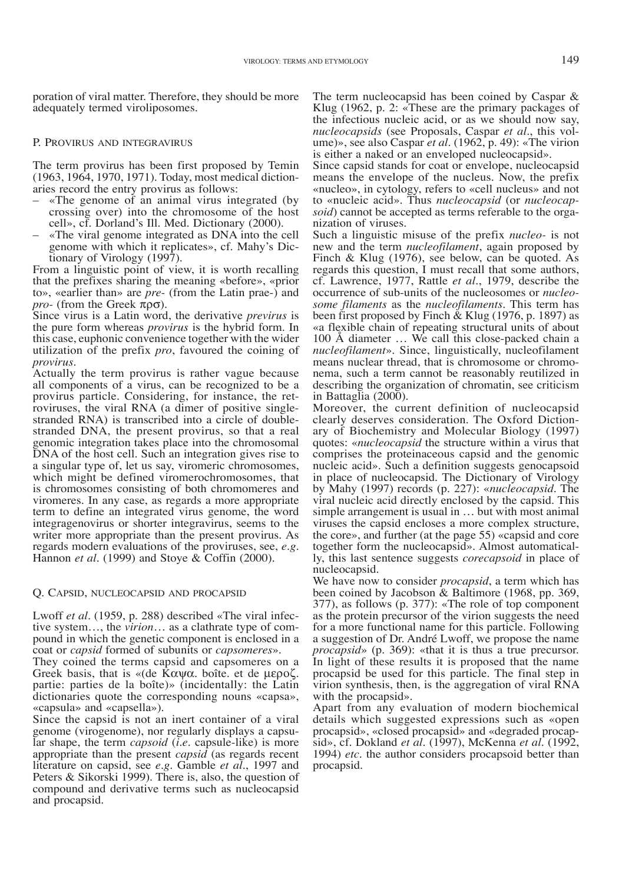poration of viral matter. Therefore, they should be more adequately termed viroliposomes.

## P. Provirus and integravirus

The term provirus has been first proposed by Temin (1963, 1964, 1970, 1971). Today, most medical dictionaries record the entry provirus as follows:

- «The genome of an animal virus integrated (by crossing over) into the chromosome of the host cell», cf. Dorland's Ill. Med. Dictionary (2000).
- «The viral genome integrated as DNA into the cell genome with which it replicates», cf. Mahy's Dictionary of Virology (1997).

From a linguistic point of view, it is worth recalling that the prefixes sharing the meaning «before», «prior to», «earlier than» are *pre-* (from the Latin prae-) and *pro-* (from the Greek προ).

Since virus is a Latin word, the derivative *previrus* is the pure form whereas *provirus* is the hybrid form. In this case, euphonic convenience together with the wider utilization of the prefix *pro*, favoured the coining of *provirus*.

Actually the term provirus is rather vague because all components of a virus, can be recognized to be a provirus particle. Considering, for instance, the retroviruses, the viral RNA (a dimer of positive single-stranded RNA) is transcribed into a circle of double-stranded DNA, the present provirus, so that a real genomic integration takes place into the chromosomal DNA of the host cell. Such an integration gives rise to a singular type of, let us say, viromeric chromosomes, which might be defined viromerochromosomes, that is chromosomes consisting of both chromomeres and viromeres. In any case, as regards a more appropriate term to define an integrated virus genome, the word integragenovirus or shorter integravirus, seems to the writer more appropriate than the present provirus. As regards modern evaluations of the proviruses, see, *e.g.* Hannon *et al.* (1999) and Stoye & Coffin (2000).

## Q. Capsid, nucleocapsid and procapsid

Lwoff *et al.* (1959, p. 288) described «The viral infective system…, the *virion*… as a clathrate type of compound in which the genetic component is enclosed in a coat or *capsid* formed of subunits or *capsomeres*».

They coined the terms capsid and capsomeres on a Greek basis, that is «(de Καψα. boîte. et de μεροζ. partie: parties de la boîte)» (incidentally: the Latin dictionaries quote the corresponding nouns «capsa», «capsula» and «capsella»).

Since the capsid is not an inert container of a viral genome (virogenome), nor regularly displays a capsular shape, the term *capsoid* (*i.e.* capsule-like) is more appropriate than the present *capsid* (as regards recent literature on capsid, see *e.g.* Gamble *et al.*, 1997 and Peters & Sikorski 1999). There is, also, the question of compound and derivative terms such as nucleocapsid and procapsid.

The term nucleocapsid has been coined by Caspar & Klug (1962, p. 2: «These are the primary packages of the infectious nucleic acid, or as we should now say, *nucleocapsids* (see Proposals, Caspar *et al.*, this volume)», see also Caspar *et al.* (1962, p. 49): «The virion is either a naked or an enveloped nucleocapsid».

Since capsid stands for coat or envelope, nucleocapsid means the envelope of the nucleus. Now, the prefix «nucleo», in cytology, refers to «cell nucleus» and not to «nucleic acid». Thus *nucleocapsid* (or *nucleocapsoid*) cannot be accepted as terms referable to the organization of viruses.

Such a linguistic misuse of the prefix *nucleo-* is not new and the term *nucleofilament*, again proposed by Finch & Klug (1976), see below, can be quoted. As regards this question, I must recall that some authors, cf. Lawrence, 1977, Rattle *et al.*, 1979, describe the occurrence of sub-units of the nucleosomes or *nucleosome filaments* as the *nucleofilaments*. This term has been first proposed by Finch & Klug (1976, p. 1897) as «a flexible chain of repeating structural units of about 100 Å diameter … We call this close-packed chain a *nucleofilament*». Since, linguistically, nucleofilament means nuclear thread, that is chromosome or chromonema, such a term cannot be reasonably reutilized in describing the organization of chromatin, see criticism in Battaglia (2000).

Moreover, the current definition of nucleocapsid clearly deserves consideration. The Oxford Dictionary of Biochemistry and Molecular Biology (1997) quotes: «*nucleocapsid* the structure within a virus that comprises the proteinaceous capsid and the genomic nucleic acid». Such a definition suggests genocapsoid in place of nucleocapsid. The Dictionary of Virology by Mahy (1997) records (p. 227): «*nucleocapsid*. The viral nucleic acid directly enclosed by the capsid. This simple arrangement is usual in … but with most animal viruses the capsid encloses a more complex structure, the core», and further (at the page 55) «capsid and core together form the nucleocapsid». Almost automatically, this last sentence suggests *corecapsoid* in place of nucleocapsid.

We have now to consider *procapsid*, a term which has been coined by Jacobson & Baltimore (1968, pp. 369, 377), as follows (p. 377): «The role of top component as the protein precursor of the virion suggests the need for a more functional name for this particle. Following a suggestion of Dr. André Lwoff, we propose the name *procapsid*» (p. 369): «that it is thus a true precursor. In light of these results it is proposed that the name procapsid be used for this particle. The final step in virion synthesis, then, is the aggregation of viral RNA with the procapsid».

Apart from any evaluation of modern biochemical details which suggested expressions such as «open procapsid», «closed procapsid» and «degraded procapsid», cf. Dokland *et al.* (1997), McKenna *et al.* (1992, 1994) *etc.* the author considers procapsoid better than procapsid.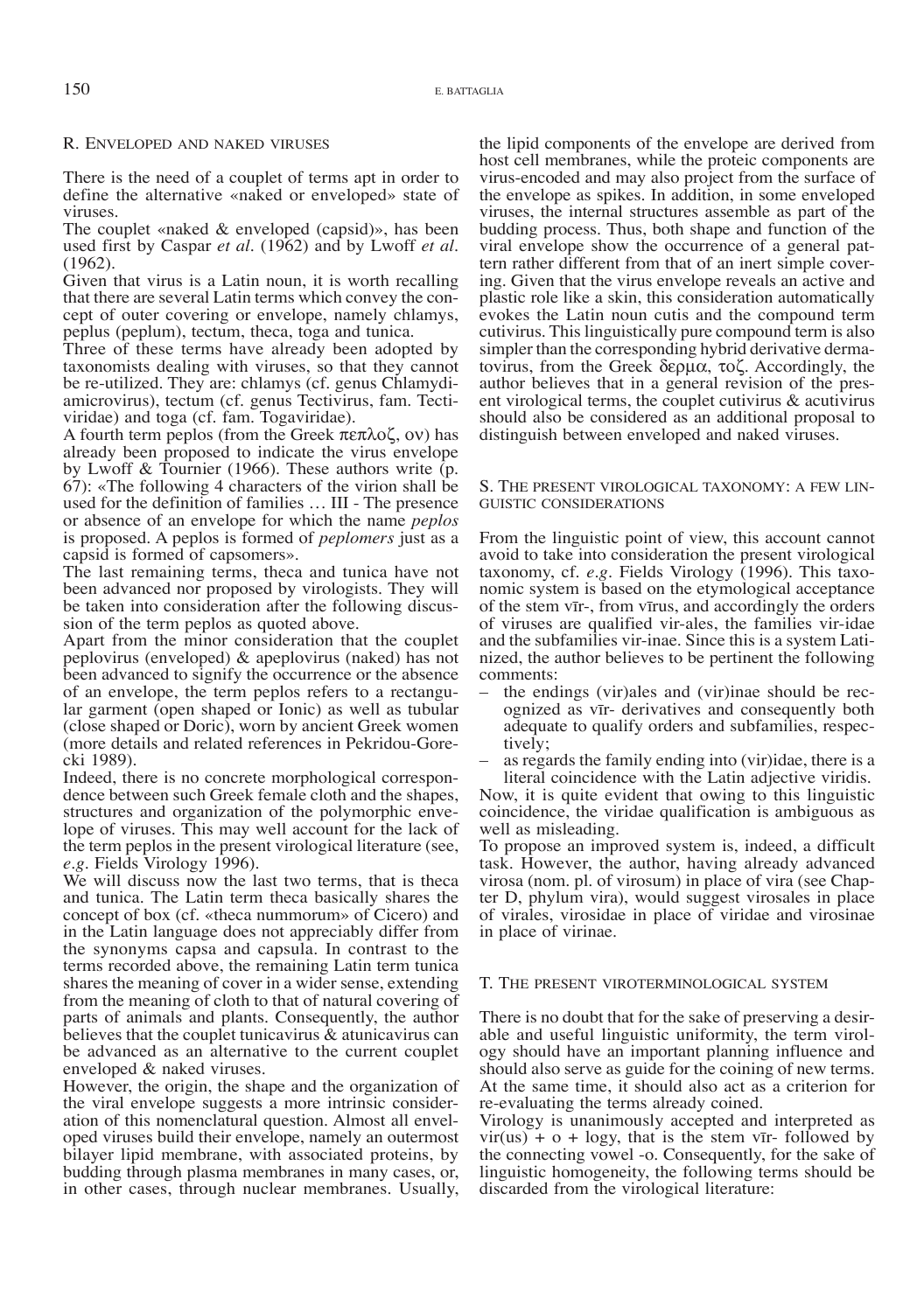## R. Enveloped and naked viruses

There is the need of a couplet of terms apt in order to define the alternative «naked or enveloped» state of viruses.

The couplet «naked & enveloped (capsid)», has been used first by Caspar *et al*. (1962) and by Lwoff *et al*. (1962).

Given that virus is a Latin noun, it is worth recalling that there are several Latin terms which convey the concept of outer covering or envelope, namely chlamys, peplus (peplum), tectum, theca, toga and tunica.

Three of these terms have already been adopted by taxonomists dealing with viruses, so that they cannot be re-utilized. They are: chlamys (cf. genus Chlamydiamicrovirus), tectum (cf. genus Tectivirus, fam. Tectiviridae) and toga (cf. fam. Togaviridae).

A fourth term peplos (from the Greek πεπλοζ, ον) has already been proposed to indicate the virus envelope by Lwoff & Tournier (1966). These authors write (p. 67): «The following 4 characters of the virion shall be used for the definition of families … III - The presence or absence of an envelope for which the name *peplos* is proposed. A peplos is formed of *peplomers* just as a capsid is formed of capsomers».

The last remaining terms, theca and tunica have not been advanced nor proposed by virologists. They will be taken into consideration after the following discussion of the term peplos as quoted above.

Apart from the minor consideration that the couplet peplovirus (enveloped) & apeplovirus (naked) has not been advanced to signify the occurrence or the absence of an envelope, the term peplos refers to a rectangular garment (open shaped or Ionic) as well as tubular (close shaped or Doric), worn by ancient Greek women (more details and related references in Pekridou-Gorecki 1989).

Indeed, there is no concrete morphological correspondence between such Greek female cloth and the shapes, structures and organization of the polymorphic envelope of viruses. This may well account for the lack of the term peplos in the present virological literature (see, *e.g*. Fields Virology 1996).

We will discuss now the last two terms, that is theca and tunica. The Latin term theca basically shares the concept of box (cf. «theca nummorum» of Cicero) and in the Latin language does not appreciably differ from the synonyms capsa and capsula. In contrast to the terms recorded above, the remaining Latin term tunica shares the meaning of cover in a wider sense, extending from the meaning of cloth to that of natural covering of parts of animals and plants. Consequently, the author believes that the couplet tunicavirus & atunicavirus can be advanced as an alternative to the current couplet enveloped & naked viruses.

However, the origin, the shape and the organization of the viral envelope suggests a more intrinsic consideration of this nomenclatural question. Almost all enveloped viruses build their envelope, namely an outermost bilayer lipid membrane, with associated proteins, by budding through plasma membranes in many cases, or, in other cases, through nuclear membranes. Usually, the lipid components of the envelope are derived from host cell membranes, while the proteic components are virus-encoded and may also project from the surface of the envelope as spikes. In addition, in some enveloped viruses, the internal structures assemble as part of the budding process. Thus, both shape and function of the viral envelope show the occurrence of a general pattern rather different from that of an inert simple covering. Given that the virus envelope reveals an active and plastic role like a skin, this consideration automatically evokes the Latin noun cutis and the compound term cutivirus. This linguistically pure compound term is also simpler than the corresponding hybrid derivative dermatovirus, from the Greek δερμα, τοζ. Accordingly, the author believes that in a general revision of the present virological terms, the couplet cutivirus & acutivirus should also be considered as an additional proposal to distinguish between enveloped and naked viruses.

## S. The present virological taxonomy: a few linguistic considerations

From the linguistic point of view, this account cannot avoid to take into consideration the present virological taxonomy, cf. *e.g*. Fields Virology (1996). This taxonomic system is based on the etymological acceptance of the stem vīr-, from vīrus, and accordingly the orders of viruses are qualified vir-ales, the families vir-idae and the subfamilies vir-inae. Since this is a system Latinized, the author believes to be pertinent the following comments:

- the endings (vir)ales and (vir)inae should be recognized as vīr- derivatives and consequently both adequate to qualify orders and subfamilies, respectively;
- as regards the family ending into (vir)idae, there is a literal coincidence with the Latin adjective viridis.

Now, it is quite evident that owing to this linguistic coincidence, the viridae qualification is ambiguous as well as misleading.

To propose an improved system is, indeed, a difficult task. However, the author, having already advanced virosa (nom. pl. of virosum) in place of vira (see Chapter D, phylum vira), would suggest virosales in place of virales, virosidae in place of viridae and virosinae in place of virinae.

## T. The present viroterminological system

There is no doubt that for the sake of preserving a desirable and useful linguistic uniformity, the term virology should have an important planning influence and should also serve as guide for the coining of new terms. At the same time, it should also act as a criterion for re-evaluating the terms already coined.

Virology is unanimously accepted and interpreted as vir(us) + o + logy, that is the stem vīr- followed by the connecting vowel -o. Consequently, for the sake of linguistic homogeneity, the following terms should be discarded from the virological literature: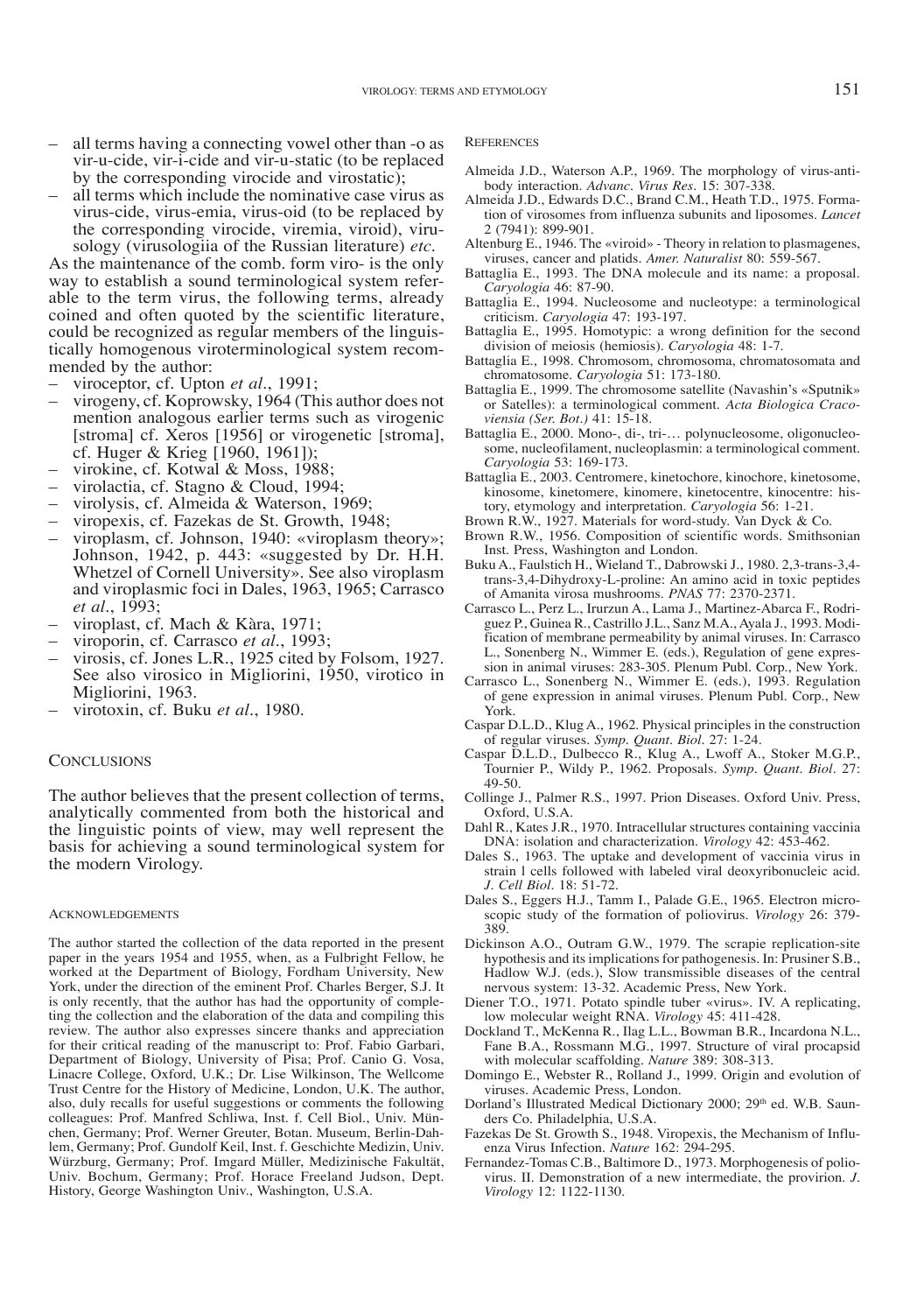– all terms having a connecting vowel other than -o as vir-u-cide, vir-i-cide and vir-u-static (to be replaced by the corresponding virocide and virostatic);
– all terms which include the nominative case virus as virus-cide, virus-emia, virus-oid (to be replaced by the corresponding virocide, viremia, viroid), virusology (virusologiia of the Russian literature) *etc.*

As the maintenance of the comb. form viro- is the only way to establish a sound terminological system referable to the term virus, the following terms, already coined and often quoted by the scientific literature, could be recognized as regular members of the linguistically homogenous viroterminological system recommended by the author:

– viroceptor, cf. Upton *et al.*, 1991;
– virogeny, cf. Koprowsky, 1964 (This author does not mention analogous earlier terms such as virogenic [stroma] cf. Xeros [1956] or virogenetic [stroma], cf. Huger & Krieg [1960, 1961]);
– virokine, cf. Kotwal & Moss, 1988;
– virolactia, cf. Stagno & Cloud, 1994;
– virolysis, cf. Almeida & Waterson, 1969;
– viropexis, cf. Fazekas de St. Growth, 1948;
– viroplasm, cf. Johnson, 1940: «viroplasm theory»; Johnson, 1942, p. 443: «suggested by Dr. H.H. Whetzel of Cornell University». See also viroplasm and viroplasmic foci in Dales, 1963, 1965; Carrasco *et al.*, 1993;
– viroplast, cf. Mach & Kàra, 1971;
– viroporin, cf. Carrasco *et al.*, 1993;
– virosis, cf. Jones L.R., 1925 cited by Folsom, 1927. See also virosico in Migliorini, 1950, virotico in Migliorini, 1963.
– virotoxin, cf. Buku *et al.*, 1980.

## Conclusions

The author believes that the present collection of terms, analytically commented from both the historical and the linguistic points of view, may well represent the basis for achieving a sound terminological system for the modern Virology.

### Acknowledgements

The author started the collection of the data reported in the present paper in the years 1954 and 1955, when, as a Fulbright Fellow, he worked at the Department of Biology, Fordham University, New York, under the direction of the eminent Prof. Charles Berger, S.J. It is only recently, that the author has had the opportunity of completing the collection and the elaboration of the data and compiling this review. The author also expresses sincere thanks and appreciation for their critical reading of the manuscript to: Prof. Fabio Garbari, Department of Biology, University of Pisa; Prof. Canio G. Vosa, Linacre College, Oxford, U.K.; Dr. Lise Wilkinson, The Wellcome Trust Centre for the History of Medicine, London, U.K. The author, also, duly recalls for useful suggestions or comments the following colleagues: Prof. Manfred Schliwa, Inst. f. Cell Biol., Univ. München, Germany; Prof. Werner Greuter, Botan. Museum, Berlin-Dahlem, Germany; Prof. Gundolf Keil, Inst. f. Geschichte Medizin, Univ. Würzburg, Germany; Prof. Imgard Müller, Medizinische Fakultät, Univ. Bochum, Germany; Prof. Horace Freeland Judson, Dept. History, George Washington Univ., Washington, U.S.A.

### References

Almeida J.D., Waterson A.P., 1969. The morphology of virus-antibody interaction. *Advanc. Virus Res.* 15: 307-338.

Almeida J.D., Edwards D.C., Brand C.M., Heath T.D., 1975. Formation of virosomes from influenza subunits and liposomes. *Lancet* 2 (7941): 899-901.

Altenburg E., 1946. The «viroid» - Theory in relation to plasmagenes, viruses, cancer and platids. *Amer. Naturalist* 80: 559-567.

Battaglia E., 1993. The DNA molecule and its name: a proposal. *Caryologia* 46: 87-90.

Battaglia E., 1994. Nucleosome and nucleotype: a terminological criticism. *Caryologia* 47: 193-197.

Battaglia E., 1995. Homotypic: a wrong definition for the second division of meiosis (hemiosis). *Caryologia* 48: 1-7.

Battaglia E., 1998. Chromosom, chromosoma, chromatosomata and chromatosome. *Caryologia* 51: 173-180.

Battaglia E., 1999. The chromosome satellite (Navashin's «Sputnik» or Satelles): a terminological comment. *Acta Biologica Cracoviensia (Ser. Bot.)* 41: 15-18.

Battaglia E., 2000. Mono-, di-, tri-… polynucleosome, oligonucleosome, nucleofilament, nucleoplasmin: a terminological comment. *Caryologia* 53: 169-173.

Battaglia E., 2003. Centromere, kinetochore, kinochore, kinetosome, kinosome, kinetomere, kinomere, kinetocentre, kinocentre: history, etymology and interpretation. *Caryologia* 56: 1-21.

Brown R.W., 1927. Materials for word-study. Van Dyck & Co.

Brown R.W., 1956. Composition of scientific words. Smithsonian Inst. Press, Washington and London.

Buku A., Faulstich H., Wieland T., Dabrowski J., 1980. 2,3-trans-3,4-trans-3,4-Dihydroxy-L-proline: An amino acid in toxic peptides of Amanita virosa mushrooms. *PNAS* 77: 2370-2371.

Carrasco L., Perz L., Irurzun A., Lama J., Martinez-Abarca F., Rodriguez P., Guinea R., Castrillo J.L., Sanz M.A., Ayala J., 1993. Modification of membrane permeability by animal viruses. In: Carrasco L., Sonenberg N., Wimmer E. (eds.), Regulation of gene expression in animal viruses: 283-305. Plenum Publ. Corp., New York.

Carrasco L., Sonenberg N., Wimmer E. (eds.), 1993. Regulation of gene expression in animal viruses. Plenum Publ. Corp., New York.

Caspar D.L.D., Klug A., 1962. Physical principles in the construction of regular viruses. *Symp. Quant. Biol.* 27: 1-24.

Caspar D.L.D., Dulbecco R., Klug A., Lwoff A., Stoker M.G.P., Tournier P., Wildy P., 1962. Proposals. *Symp. Quant. Biol.* 27: 49-50.

Collinge J., Palmer R.S., 1997. Prion Diseases. Oxford Univ. Press, Oxford, U.S.A.

Dahl R., Kates J.R., 1970. Intracellular structures containing vaccinia DNA: isolation and characterization. *Virology* 42: 453-462.

Dales S., 1963. The uptake and development of vaccinia virus in strain l cells followed with labeled viral deoxyribonucleic acid. *J. Cell Biol.* 18: 51-72.

Dales S., Eggers H.J., Tamm I., Palade G.E., 1965. Electron microscopic study of the formation of poliovirus. *Virology* 26: 379-389.

Dickinson A.O., Outram G.W., 1979. The scrapie replication-site hypothesis and its implications for pathogenesis. In: Prusiner S.B., Hadlow W.J. (eds.), Slow transmissible diseases of the central nervous system: 13-32. Academic Press, New York.

Diener T.O., 1971. Potato spindle tuber «virus». IV. A replicating, low molecular weight RNA. *Virology* 45: 411-428.

Dockland T., McKenna R., Ilag L.L., Bowman B.R., Incardona N.L., Fane B.A., Rossmann M.G., 1997. Structure of viral procapsid with molecular scaffolding. *Nature* 389: 308-313.

Domingo E., Webster R., Rolland J., 1999. Origin and evolution of viruses. Academic Press, London.

Dorland's Illustrated Medical Dictionary 2000; 29th ed. W.B. Saunders Co. Philadelphia, U.S.A.

Fazekas De St. Growth S., 1948. Viropexis, the Mechanism of Influenza Virus Infection. *Nature* 162: 294-295.

Fernandez-Tomas C.B., Baltimore D., 1973. Morphogenesis of poliovirus. II. Demonstration of a new intermediate, the provirion. *J. Virology* 12: 1122-1130.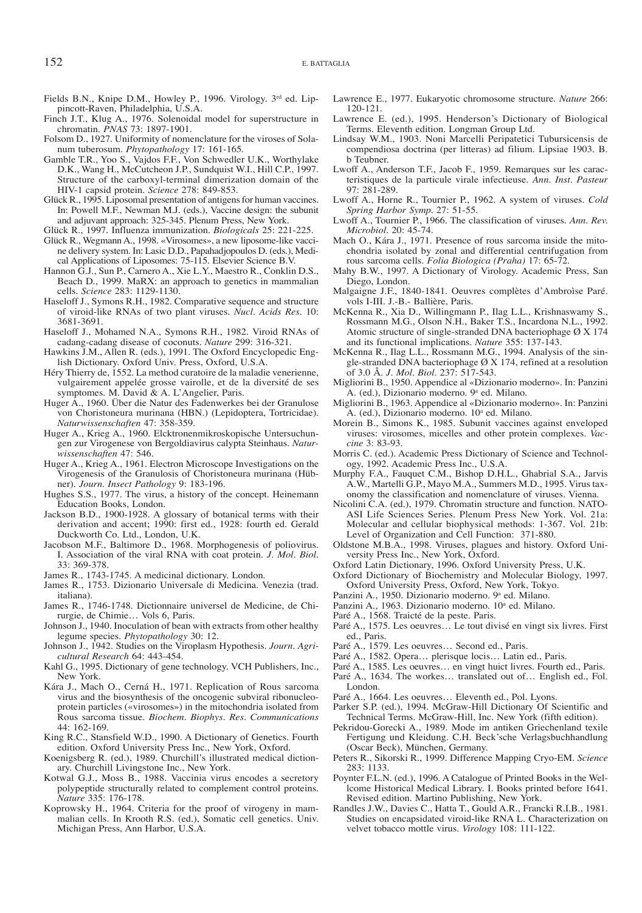Fields B.N., Knipe D.M., Howley P., 1996. Virology. 3rd ed. Lippincott-Raven, Philadelphia, U.S.A.

Finch J.T., Klug A., 1976. Solenoidal model for superstructure in chromatin. *PNAS* 73: 1897-1901.

Folsom D., 1927. Uniformity of nomenclature for the viroses of Solanum tuberosum. *Phytopathology* 17: 161-165.

Gamble T.R., Yoo S., Vajdos F.F., Von Schwedler U.K., Worthylake D.K., Wang H., McCutcheon J.P., Sundquist W.I., Hill C.P., 1997. Structure of the carboxyl-terminal dimerization domain of the HIV-1 capsid protein. *Science* 278: 849-853.

Glück R., 1995. Liposomal presentation of antigens for human vaccines. In: Powell M.F., Newman M.J. (eds.), Vaccine design: the subunit and adjuvant approach: 325-345. Plenum Press, New York.

Glück R., 1997. Influenza immunization. *Biologicals* 25: 221-225.

Glück R., Wegmann A., 1998. «Virosomes», a new liposome-like vaccine delivery system. In: Lasic D.D., Papahadjopoulos D. (eds.), Medical Applications of Liposomes: 75-115. Elsevier Science B.V.

Hannon G.J., Sun P., Carnero A., Xie L.Y., Maestro R., Conklin D.S., Beach D., 1999. MaRX: an approach to genetics in mammalian cells. *Science* 283: 1129-1130.

Haseloff J., Symons R.H., 1982. Comparative sequence and structure of viroid-like RNAs of two plant viruses. *Nucl. Acids Res.* 10: 3681-3691.

Haseloff J., Mohamed N.A., Symons R.H., 1982. Viroid RNAs of cadang-cadang disease of coconuts. *Nature* 299: 316-321.

Hawkins J.M., Allen R. (eds.), 1991. The Oxford Encyclopedic English Dictionary. Oxford Univ. Press, Oxford, U.S.A.

Héry Thierry de, 1552. La method curatoire de la maladie venerienne, vulgairement appelée grosse vairolle, et de la diversité de ses symptomes. M. David & A. L'Angelier, Paris.

Huger A., 1960. Über die Natur des Fadenwerkes bei der Granulose von Choristoneura murinana (HBN.) (Lepidoptera, Tortricidae). *Naturwissenschaften* 47: 358-359.

Huger A., Krieg A., 1960. Elcktronenmikroskopische Untersuchungen zur Virogenese von Bergoldiavirus calypta Steinhaus. *Naturwissenschaften* 47: 546.

Huger A., Krieg A., 1961. Electron Microscope Investigations on the Virogenesis of the Granulosis of Choristoneura murinana (Hübner). *Journ. Insect Pathology* 9: 183-196.

Hughes S.S., 1977. The virus, a history of the concept. Heinemann Education Books, London.

Jackson B.D., 1900-1928. A glossary of botanical terms with their derivation and accent; 1990: first ed., 1928: fourth ed. Gerald Duckworth Co. Ltd., London, U.K.

Jacobson M.F., Baltimore D., 1968. Morphogenesis of poliovirus. I. Association of the viral RNA with coat protein. *J. Mol. Biol.* 33: 369-378.

James R., 1743-1745. A medicinal dictionary. London.

James R., 1753. Dizionario Universale di Medicina. Venezia (trad. italiana).

James R., 1746-1748. Dictionnaire universel de Medicine, de Chirurgie, de Chimie… Vols 6, Paris.

Johnson J., 1940. Inoculation of bean with extracts from other healthy legume species. *Phytopathology* 30: 12.

Johnson J., 1942. Studies on the Viroplasm Hypothesis. *Journ. Agricultural Research* 64: 443-454.

Kahl G., 1995. Dictionary of gene technology. VCH Publishers, Inc., New York.

Kára J., Mach O., Cerná H., 1971. Replication of Rous sarcoma virus and the biosynthesis of the oncogenic subviral ribonucleoprotein particles («virosomes») in the mitochondria isolated from Rous sarcoma tissue. *Biochem. Biophys. Res. Communications* 44: 162-169.

King R.C., Stansfield W.D., 1990. A Dictionary of Genetics. Fourth edition. Oxford University Press Inc., New York, Oxford.

Koenigsberg R. (ed.), 1989. Churchill's illustrated medical dictionary. Churchill Livingstone Inc., New York.

Kotwal G.J., Moss B., 1988. Vaccinia virus encodes a secretory polypeptide structurally related to complement control proteins. *Nature* 335: 176-178.

Koprowsky H., 1964. Criteria for the proof of virogeny in mammalian cells. In Krooth R.S. (ed.), Somatic cell genetics. Univ. Michigan Press, Ann Harbor, U.S.A.

Lawrence E., 1977. Eukaryotic chromosome structure. *Nature* 266: 120-121.

Lawrence E. (ed.), 1995. Henderson's Dictionary of Biological Terms. Eleventh edition. Longman Group Ltd.

Lindsay W.M., 1903. Noni Marcelli Peripatetici Tubursicensis de compendiosa doctrina (per litteras) ad filium. Lipsiae 1903. B. b Teubner.

Lwoff A., Anderson T.F., Jacob F., 1959. Remarques sur les caracteristiques de la particule virale infectieuse. *Ann. Inst. Pasteur* 97: 281-289.

Lwoff A., Horne R., Tournier P., 1962. A system of viruses. *Cold Spring Harbor Symp.* 27: 51-55.

Lwoff A., Tournier P., 1966. The classification of viruses. *Ann. Rev. Microbiol.* 20: 45-74.

Mach O., Kára J., 1971. Presence of rous sarcoma inside the mitochondria isolated by zonal and differential centrifugation from rous sarcoma cells. *Folia Biologica (Praha)* 17: 65-72.

Mahy B.W., 1997. A Dictionary of Virology. Academic Press, San Diego, London.

Malgaigne J.F., 1840-1841. Oeuvres complètes d'Ambroïse Paré. vols I-III. J.-B.- Ballière, Paris.

McKenna R., Xia D., Willingmann P., Ilag L.L., Krishnaswamy S., Rossmann M.G., Olson N.H., Baker T.S., Incardona N.L., 1992. Atomic structure of single-stranded DNA bacteriophage Ø X 174 and its functional implications. *Nature* 355: 137-143.

McKenna R., Ilag L.L., Rossmann M.G., 1994. Analysis of the single-stranded DNA bacteriophage Ø X 174, refined at a resolution of 3.0 Å. *J. Mol. Biol.* 237: 517-543.

Migliorini B., 1950. Appendice al «Dizionario moderno». In: Panzini A. (ed.), Dizionario moderno. 9a ed. Milano.

Migliorini B., 1963. Appendice al «Dizionario moderno». In: Panzini A. (ed.), Dizionario moderno. 10a ed. Milano.

Morein B., Simons K., 1985. Subunit vaccines against enveloped viruses: virosomes, micelles and other protein complexes. *Vaccine* 3: 83-93.

Morris C. (ed.). Academic Press Dictionary of Science and Technology, 1992. Academic Press Inc., U.S.A.

Murphy F.A., Fauquet C.M., Bishop D.H.L., Ghabrial S.A., Jarvis A.W., Martelli G.P., Mayo M.A., Summers M.D., 1995. Virus taxonomy the classification and nomenclature of viruses. Vienna.

Nicolini C.A. (ed.), 1979. Chromatin structure and function. NATO-ASI Life Sciences Series. Plenum Press New York. Vol. 21a: Molecular and cellular biophysical methods: 1-367. Vol. 21b: Level of Organization and Cell Function: 371-880.

Oldstone M.B.A., 1998. Viruses, plagues and history. Oxford University Press Inc., New York, Oxford.

Oxford Latin Dictionary, 1996. Oxford University Press, U.K.

Oxford Dictionary of Biochemistry and Molecular Biology, 1997. Oxford University Press, Oxford, New York, Tokyo.

Panzini A., 1950. Dizionario moderno. 9a ed. Milano.

Panzini A., 1963. Dizionario moderno. 10a ed. Milano.

Paré A., 1568. Traicté de la peste. Paris.

Paré A., 1575. Les oeuvres… Le tout divisé en vingt six livres. First ed., Paris.

Paré A., 1579. Les oeuvres… Second ed., Paris.

Paré A., 1582. Opera… plerisque locis… Latin ed., Paris.

Paré A., 1585. Les oeuvres… en vingt huict livres. Fourth ed., Paris.

Paré A., 1634. The workes… translated out of… English ed., Fol. London.

Paré A., 1664. Les oeuvres… Eleventh ed., Pol. Lyons.

Parker S.P. (ed.), 1994. McGraw-Hill Dictionary Of Scientific and Technical Terms. McGraw-Hill, Inc. New York (fifth edition).

Pekridou-Gorecki A., 1989. Mode im antiken Griechenland textile Fertigung und Kleidung. C.H. Beck'sche Verlagsbuchhandlung (Oscar Beck), München, Germany.

Peters R., Sikorski R., 1999. Difference Mapping Cryo-EM. *Science* 283: 1133.

Poynter F.L.N. (ed.), 1996. A Catalogue of Printed Books in the Wellcome Historical Medical Library. I. Books printed before 1641. Revised edition. Martino Publishing, New York.

Randles J.W., Davies C., Hatta T., Gould A.R., Francki R.I.B., 1981. Studies on encapsidated viroid-like RNA L. Characterization on velvet tobacco mottle virus. *Virology* 108: 111-122.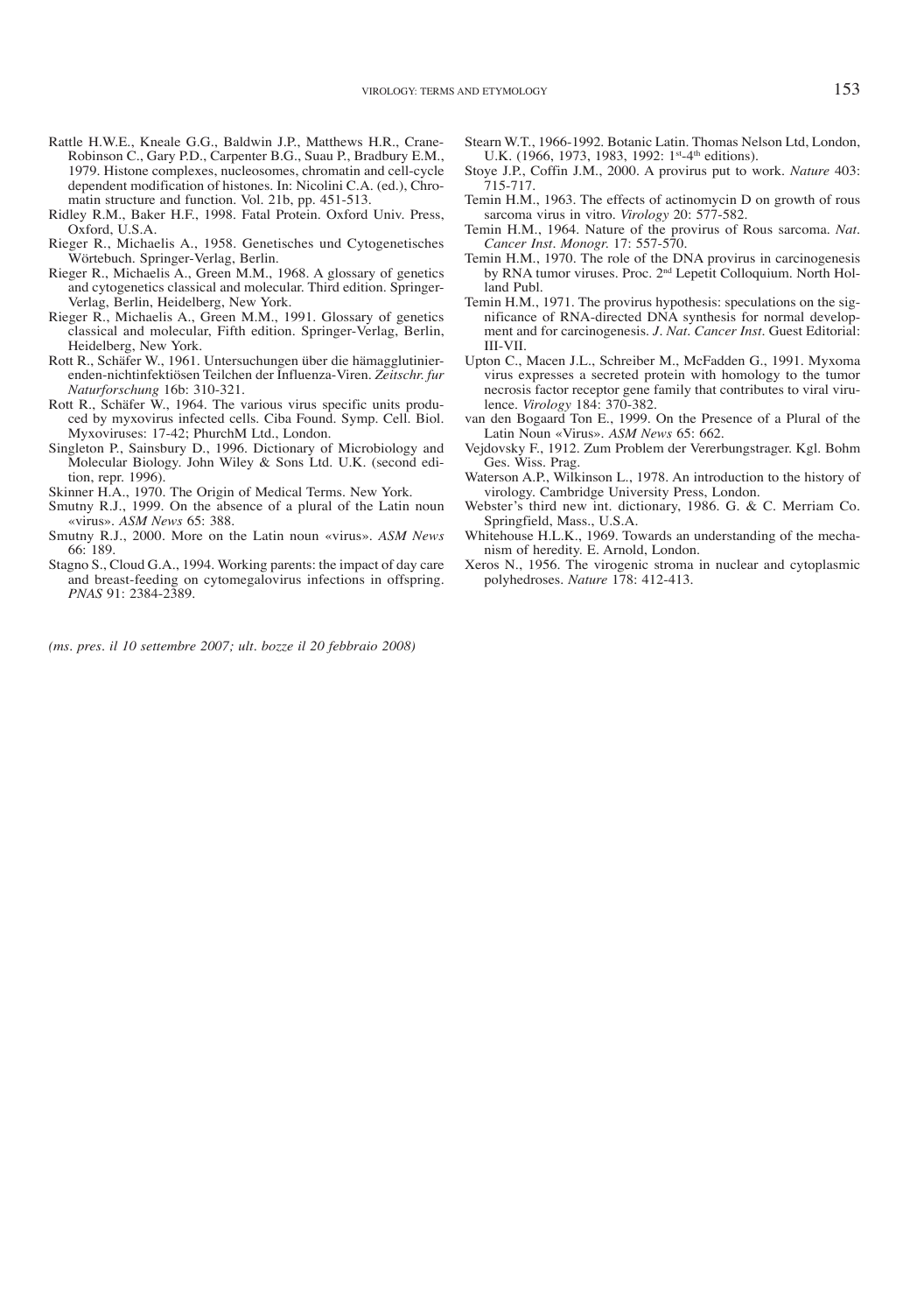Rattle H.W.E., Kneale G.G., Baldwin J.P., Matthews H.R., Crane-Robinson C., Gary P.D., Carpenter B.G., Suau P., Bradbury E.M., 1979. Histone complexes, nucleosomes, chromatin and cell-cycle dependent modification of histones. In: Nicolini C.A. (ed.), Chromatin structure and function. Vol. 21b, pp. 451-513.

Ridley R.M., Baker H.F., 1998. Fatal Protein. Oxford Univ. Press, Oxford, U.S.A.

Rieger R., Michaelis A., 1958. Genetisches und Cytogenetisches Wörtebuch. Springer-Verlag, Berlin.

Rieger R., Michaelis A., Green M.M., 1968. A glossary of genetics and cytogenetics classical and molecular. Third edition. Springer-Verlag, Berlin, Heidelberg, New York.

Rieger R., Michaelis A., Green M.M., 1991. Glossary of genetics classical and molecular, Fifth edition. Springer-Verlag, Berlin, Heidelberg, New York.

Rott R., Schäfer W., 1961. Untersuchungen über die hämagglutinierenden-nichtinfektiösen Teilchen der Influenza-Viren. *Zeitschr. fur Naturforschung* 16b: 310-321.

Rott R., Schäfer W., 1964. The various virus specific units produced by myxovirus infected cells. Ciba Found. Symp. Cell. Biol. Myxoviruses: 17-42; PhurchM Ltd., London.

Singleton P., Sainsbury D., 1996. Dictionary of Microbiology and Molecular Biology. John Wiley & Sons Ltd. U.K. (second edition, repr. 1996).

Skinner H.A., 1970. The Origin of Medical Terms. New York.

Smutny R.J., 1999. On the absence of a plural of the Latin noun «virus». *ASM News* 65: 388.

Smutny R.J., 2000. More on the Latin noun «virus». *ASM News* 66: 189.

Stagno S., Cloud G.A., 1994. Working parents: the impact of day care and breast-feeding on cytomegalovirus infections in offspring. *PNAS* 91: 2384-2389.

Stearn W.T., 1966-1992. Botanic Latin. Thomas Nelson Ltd, London, U.K. (1966, 1973, 1983, 1992: 1st-4th editions).

Stoye J.P., Coffin J.M., 2000. A provirus put to work. *Nature* 403: 715-717.

Temin H.M., 1963. The effects of actinomycin D on growth of rous sarcoma virus in vitro. *Virology* 20: 577-582.

Temin H.M., 1964. Nature of the provirus of Rous sarcoma. *Nat. Cancer Inst. Monogr.* 17: 557-570.

Temin H.M., 1970. The role of the DNA provirus in carcinogenesis by RNA tumor viruses. Proc. 2nd Lepetit Colloquium. North Holland Publ.

Temin H.M., 1971. The provirus hypothesis: speculations on the significance of RNA-directed DNA synthesis for normal development and for carcinogenesis. *J. Nat. Cancer Inst.* Guest Editorial: III-VII.

Upton C., Macen J.L., Schreiber M., McFadden G., 1991. Myxoma virus expresses a secreted protein with homology to the tumor necrosis factor receptor gene family that contributes to viral virulence. *Virology* 184: 370-382.

van den Bogaard Ton E., 1999. On the Presence of a Plural of the Latin Noun «Virus». *ASM News* 65: 662.

Vejdovsky F., 1912. Zum Problem der Vererbungstrager. Kgl. Bohm Ges. Wiss. Prag.

Waterson A.P., Wilkinson L., 1978. An introduction to the history of virology. Cambridge University Press, London.

Webster's third new int. dictionary, 1986. G. & C. Merriam Co. Springfield, Mass., U.S.A.

Whitehouse H.L.K., 1969. Towards an understanding of the mechanism of heredity. E. Arnold, London.

Xeros N., 1956. The virogenic stroma in nuclear and cytoplasmic polyhedroses. *Nature* 178: 412-413.

*(ms. pres. il 10 settembre 2007; ult. bozze il 20 febbraio 2008)*